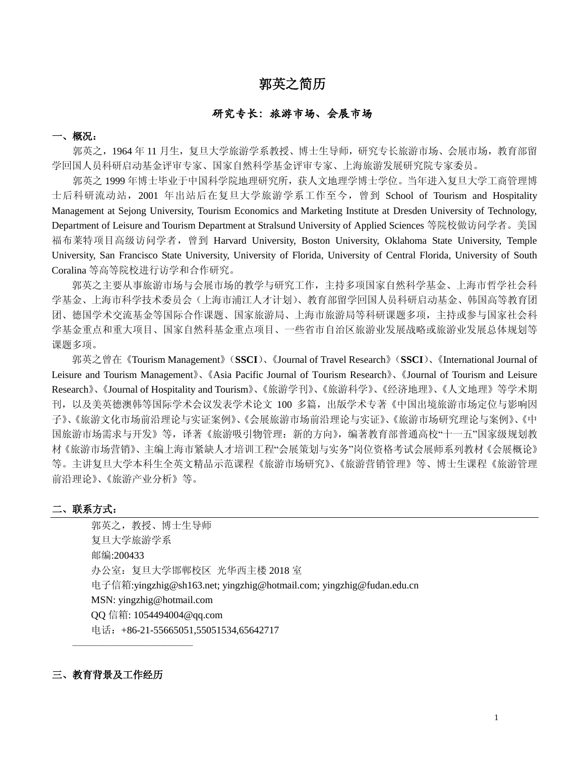# 郭英之简历

## 研究专长：旅游市场、会展市场

**一、概况：**

郭英之，1964 年 11 月生，复旦大学旅游学系教授、博士生导师，研究专长旅游市场、会展市场，教育部留学回国人员科研启动基金评审专家、国家自然科学基金评审专家、上海旅游发展研究院专家委员。

郭英之 1999 年博士毕业于中国科学院地理研究所，获人文地理学博士学位。当年进入复旦大学工商管理博士后科研流动站，2001 年出站后在复旦大学旅游学系工作至今，曾到 School of Tourism and Hospitality Management at Sejong University, Tourism Economics and Marketing Institute at Dresden University of Technology, Department of Leisure and Tourism Department at Stralsund University of Applied Sciences 等院校做访问学者。美国福布莱特项目高级访问学者，曾到 Harvard University, Boston University, Oklahoma State University, Temple University, San Francisco State University, University of Florida, University of Central Florida, University of South Coralina 等高等院校进行访学和合作研究。

郭英之主要从事旅游市场与会展市场的教学与研究工作，主持多项国家自然科学基金、上海市哲学社会科学基金、上海市科学技术委员会（上海市浦江人才计划）、教育部留学回国人员科研启动基金、韩国高等教育团团、德国学术交流基金等国际合作课题、国家旅游局、上海市旅游局等科研课题多项，主持或参与国家社会科学基金重点和重大项目、国家自然科基金重点项目、一些省市自治区旅游业发展战略或旅游业发展总体规划等课题多项。

郭英之曾在《Tourism Management》（**SSCI**）、《Journal of Travel Research》（**SSCI**）、《International Journal of Leisure and Tourism Management》、《Asia Pacific Journal of Tourism Research》、《Journal of Tourism and Leisure Research》、《Journal of Hospitality and Tourism》、《旅游学刊》、《旅游科学》、《经济地理》、《人文地理》等学术期刊，以及美英德澳韩等国际学术会议发表学术论文 100 多篇，出版学术专著《中国出境旅游市场定位与影响因子》、《旅游文化市场前沿理论与实证案例》、《会展旅游市场前沿理论与实证》、《旅游市场研究理论与案例》、《中国旅游市场需求与开发》等，译著《旅游吸引物管理：新的方向》，编著教育部普通高校"十一五"国家级规划教材《旅游市场营销》、主编上海市紧缺人才培训工程"会展策划与实务"岗位资格考试会展师系列教材《会展概论》等。主讲复旦大学本科生全英文精品示范课程《旅游市场研究》、《旅游营销管理》等、博士生课程《旅游管理前沿理论》、《旅游产业分析》等。

**二、联系方式：**

郭英之，教授、博士生导师
复旦大学旅游学系
邮编:200433
办公室：复旦大学邯郸校区 光华西主楼 2018 室
电子信箱:yingzhig@sh163.net; yingzhig@hotmail.com; yingzhig@fudan.edu.cn
MSN: yingzhig@hotmail.com
QQ 信箱: 1054494004@qq.com
电话：+86-21-55665051,55051534,65642717

**三、教育背景及工作经历**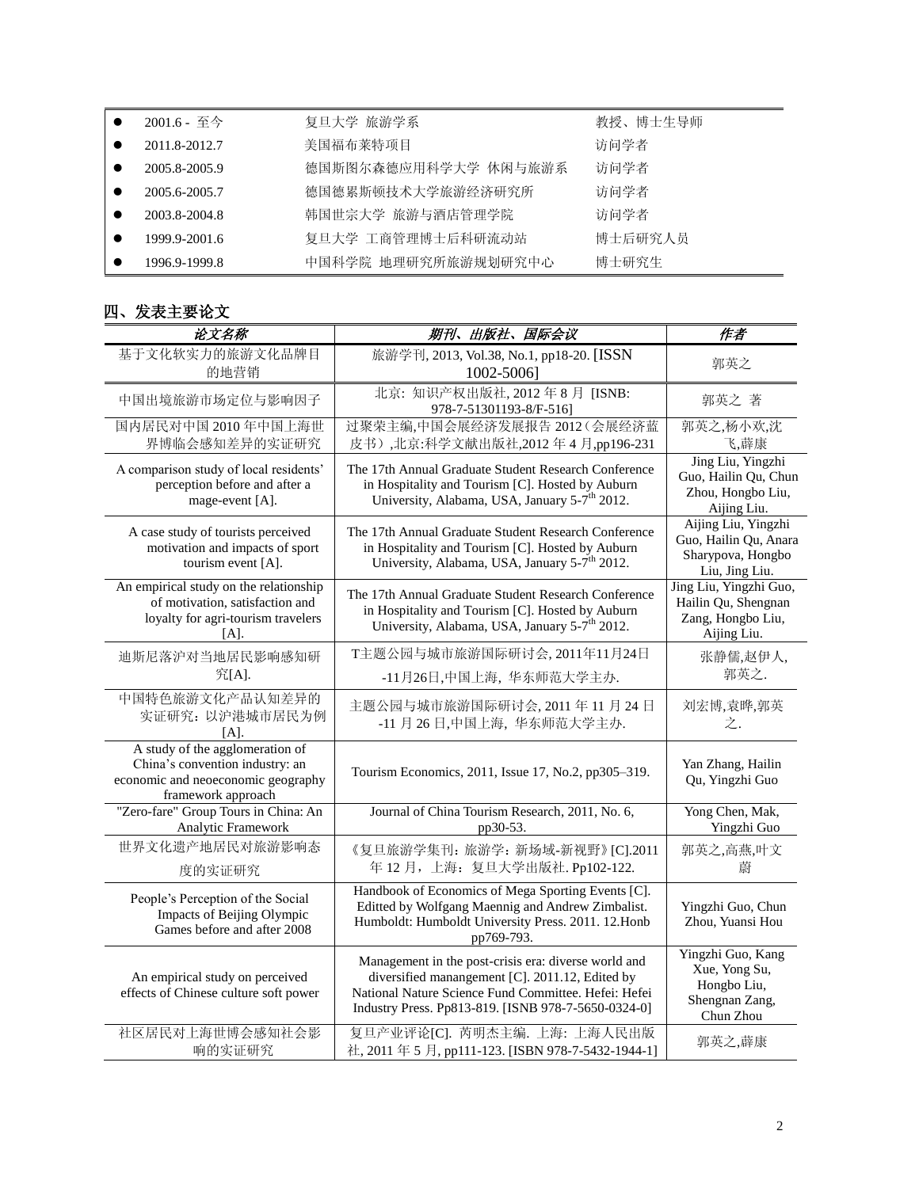| | | |
|---|---|---|
| ● 2001.6 - 至今 | 复旦大学 旅游学系 | 教授、博士生导师 |
| ● 2011.8-2012.7 | 美国福布莱特项目 | 访问学者 |
| ● 2005.8-2005.9 | 德国斯图尔森德应用科学大学 休闲与旅游系 | 访问学者 |
| ● 2005.6-2005.7 | 德国德累斯顿技术大学旅游经济研究所 | 访问学者 |
| ● 2003.8-2004.8 | 韩国世宗大学 旅游与酒店管理学院 | 访问学者 |
| ● 1999.9-2001.6 | 复旦大学 工商管理博士后科研流动站 | 博士后研究人员 |
| ● 1996.9-1999.8 | 中国科学院 地理研究所旅游规划研究中心 | 博士研究生 |

## 四、发表主要论文

| *论文名称* | *期刊、出版社、国际会议* | *作者* |
|---|---|---|
| 基于文化软实力的旅游文化品牌目的地营销 | 旅游学刊, 2013, Vol.38, No.1, pp18-20. [ISSN 1002-5006] | 郭英之 |
| 中国出境旅游市场定位与影响因子 | 北京: 知识产权出版社, 2012 年 8 月 [ISNB: 978-7-51301193-8/F-516] | 郭英之 著 |
| 国内居民对中国 2010 年中国上海世界博临会感知差异的实证研究 | 过聚荣主编,中国会展经济发展报告 2012（会展经济蓝皮书）,北京:科学文献出版社,2012 年 4 月,pp196-231 | 郭英之,杨小欢,沈飞,薛康 |
| A comparison study of local residents' perception before and after a mage-event [A]. | The 17th Annual Graduate Student Research Conference in Hospitality and Tourism [C]. Hosted by Auburn University, Alabama, USA, January 5-7th 2012. | Jing Liu, Yingzhi Guo, Hailin Qu, Chun Zhou, Hongbo Liu, Aijing Liu. |
| A case study of tourists perceived motivation and impacts of sport tourism event [A]. | The 17th Annual Graduate Student Research Conference in Hospitality and Tourism [C]. Hosted by Auburn University, Alabama, USA, January 5-7th 2012. | Aijing Liu, Yingzhi Guo, Hailin Qu, Anara Sharypova, Hongbo Liu, Jing Liu. |
| An empirical study on the relationship of motivation, satisfaction and loyalty for agri-tourism travelers [A]. | The 17th Annual Graduate Student Research Conference in Hospitality and Tourism [C]. Hosted by Auburn University, Alabama, USA, January 5-7th 2012. | Jing Liu, Yingzhi Guo, Hailin Qu, Shengnan Zang, Hongbo Liu, Aijing Liu. |
| 迪斯尼落沪对当地居民影响感知研究[A]. | T主题公园与城市旅游国际研讨会, 2011年11月24日-11月26日,中国上海, 华东师范大学主办. | 张静儒,赵伊人,郭英之. |
| 中国特色旅游文化产品认知差异的实证研究：以沪港城市居民为例[A]. | 主题公园与城市旅游国际研讨会, 2011 年 11 月 24 日-11 月 26 日,中国上海, 华东师范大学主办. | 刘宏博,袁晔,郭英之. |
| A study of the agglomeration of China's convention industry: an economic and neoeconomic geography framework approach | Tourism Economics, 2011, Issue 17, No.2, pp305–319. | Yan Zhang, Hailin Qu, Yingzhi Guo |
| "Zero-fare" Group Tours in China: An Analytic Framework | Journal of China Tourism Research, 2011, No. 6, pp30-53. | Yong Chen, Mak, Yingzhi Guo |
| 世界文化遗产地居民对旅游影响态度的实证研究 | 《复旦旅游学集刊：旅游学：新场域-新视野》[C].2011 年 12 月，上海：复旦大学出版社. Pp102-122. | 郭英之,高燕,叶文蔚 |
| People's Perception of the Social Impacts of Beijing Olympic Games before and after 2008 | Handbook of Economics of Mega Sporting Events [C]. Editted by Wolfgang Maennig and Andrew Zimbalist. Humboldt: Humboldt University Press. 2011. 12.Honb pp769-793. | Yingzhi Guo, Chun Zhou, Yuansi Hou |
| An empirical study on perceived effects of Chinese culture soft power | Management in the post-crisis era: diverse world and diversified manangement [C]. 2011.12, Edited by National Nature Science Fund Committee. Hefei: Hefei Industry Press. Pp813-819. [ISNB 978-7-5650-0324-0] | Yingzhi Guo, Kang Xue, Yong Su, Hongbo Liu, Shengnan Zang, Chun Zhou |
| 社区居民对上海世博会感知社会影响的实证研究 | 复旦产业评论[C]. 芮明杰主编. 上海: 上海人民出版社, 2011 年 5 月, pp111-123. [ISBN 978-7-5432-1944-1] | 郭英之,薛康 |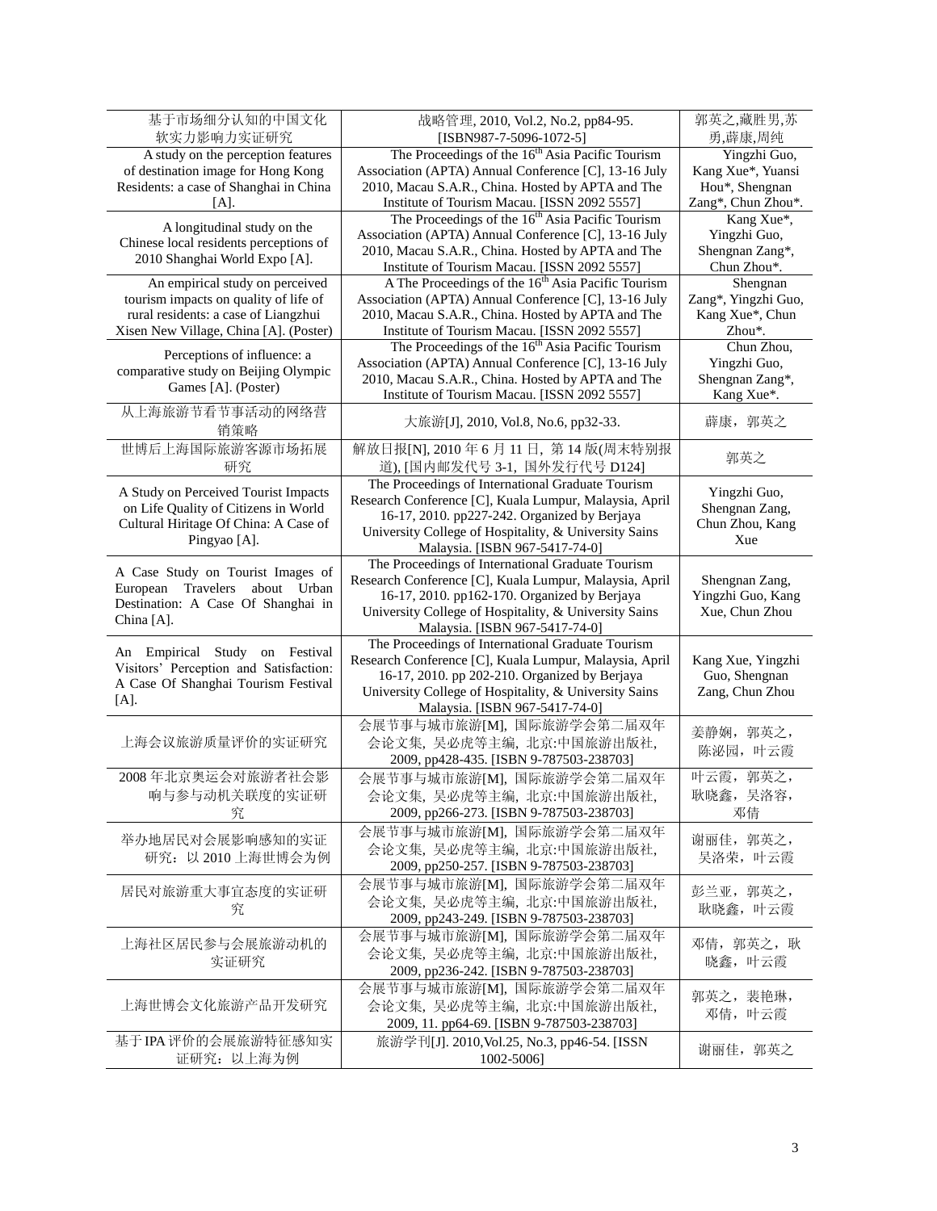| 基于市场细分认知的中国文化软实力影响力实证研究 | 战略管理, 2010, Vol.2, No.2, pp84-95. [ISBN987-7-5096-1072-5] | 郭英之,藏胜男,苏勇,薛康,周纯 |
|---|---|---|
| A study on the perception features of destination image for Hong Kong Residents: a case of Shanghai in China [A]. | The Proceedings of the 16th Asia Pacific Tourism Association (APTA) Annual Conference [C], 13-16 July 2010, Macau S.A.R., China. Hosted by APTA and The Institute of Tourism Macau. [ISSN 2092 5557] | Yingzhi Guo, Kang Xue*, Yuansi Hou*, Shengnan Zang*, Chun Zhou*. |
| A longitudinal study on the Chinese local residents perceptions of 2010 Shanghai World Expo [A]. | The Proceedings of the 16th Asia Pacific Tourism Association (APTA) Annual Conference [C], 13-16 July 2010, Macau S.A.R., China. Hosted by APTA and The Institute of Tourism Macau. [ISSN 2092 5557] | Kang Xue*, Yingzhi Guo, Shengnan Zang*, Chun Zhou*. |
| An empirical study on perceived tourism impacts on quality of life of rural residents: a case of Liangzhui Xisen New Village, China [A]. (Poster) | A The Proceedings of the 16th Asia Pacific Tourism Association (APTA) Annual Conference [C], 13-16 July 2010, Macau S.A.R., China. Hosted by APTA and The Institute of Tourism Macau. [ISSN 2092 5557] | Shengnan Zang*, Yingzhi Guo, Kang Xue*, Chun Zhou*. |
| Perceptions of influence: a comparative study on Beijing Olympic Games [A]. (Poster) | The Proceedings of the 16th Asia Pacific Tourism Association (APTA) Annual Conference [C], 13-16 July 2010, Macau S.A.R., China. Hosted by APTA and The Institute of Tourism Macau. [ISSN 2092 5557] | Chun Zhou, Yingzhi Guo, Shengnan Zang*, Kang Xue*. |
| 从上海旅游节看节事活动的网络营销策略 | 大旅游[J], 2010, Vol.8, No.6, pp32-33. | 薛康，郭英之 |
| 世博后上海国际旅游客源市场拓展研究 | 解放日报[N], 2010 年 6 月 11 日，第 14 版(周末特别报道), [国内邮发代号 3-1，国外发行代号 D124] | 郭英之 |
| A Study on Perceived Tourist Impacts on Life Quality of Citizens in World Cultural Hiritage Of China: A Case of Pingyao [A]. | The Proceedings of International Graduate Tourism Research Conference [C], Kuala Lumpur, Malaysia, April 16-17, 2010. pp227-242. Organized by Berjaya University College of Hospitality, & University Sains Malaysia. [ISBN 967-5417-74-0] | Yingzhi Guo, Shengnan Zang, Chun Zhou, Kang Xue |
| A Case Study on Tourist Images of European Travelers about Urban Destination: A Case Of Shanghai in China [A]. | The Proceedings of International Graduate Tourism Research Conference [C], Kuala Lumpur, Malaysia, April 16-17, 2010. pp162-170. Organized by Berjaya University College of Hospitality, & University Sains Malaysia. [ISBN 967-5417-74-0] | Shengnan Zang, Yingzhi Guo, Kang Xue, Chun Zhou |
| An Empirical Study on Festival Visitors' Perception and Satisfaction: A Case Of Shanghai Tourism Festival [A]. | The Proceedings of International Graduate Tourism Research Conference [C], Kuala Lumpur, Malaysia, April 16-17, 2010. pp 202-210. Organized by Berjaya University College of Hospitality, & University Sains Malaysia. [ISBN 967-5417-74-0] | Kang Xue, Yingzhi Guo, Shengnan Zang, Chun Zhou |
| 上海会议旅游质量评价的实证研究 | 会展节事与城市旅游[M], 国际旅游学会第二届双年会论文集, 吴必虎等主编, 北京:中国旅游出版社, 2009, pp428-435. [ISBN 9-787503-238703] | 姜静娴，郭英之，陈泌园，叶云霞 |
| 2008 年北京奥运会对旅游者社会影响与参与动机关联度的实证研究 | 会展节事与城市旅游[M], 国际旅游学会第二届双年会论文集, 吴必虎等主编, 北京:中国旅游出版社, 2009, pp266-273. [ISBN 9-787503-238703] | 叶云霞，郭英之，耿晓鑫，吴洛容，邓倩 |
| 举办地居民对会展影响感知的实证研究：以 2010 上海世博会为例 | 会展节事与城市旅游[M], 国际旅游学会第二届双年会论文集, 吴必虎等主编, 北京:中国旅游出版社, 2009, pp250-257. [ISBN 9-787503-238703] | 谢丽佳，郭英之，吴洛荣，叶云霞 |
| 居民对旅游重大事宜态度的实证研究 | 会展节事与城市旅游[M], 国际旅游学会第二届双年会论文集, 吴必虎等主编, 北京:中国旅游出版社, 2009, pp243-249. [ISBN 9-787503-238703] | 彭兰亚，郭英之，耿晓鑫，叶云霞 |
| 上海社区居民参与会展旅游动机的实证研究 | 会展节事与城市旅游[M], 国际旅游学会第二届双年会论文集, 吴必虎等主编, 北京:中国旅游出版社, 2009, pp236-242. [ISBN 9-787503-238703] | 邓倩，郭英之，耿晓鑫，叶云霞 |
| 上海世博会文化旅游产品开发研究 | 会展节事与城市旅游[M], 国际旅游学会第二届双年会论文集, 吴必虎等主编, 北京:中国旅游出版社, 2009, 11. pp64-69. [ISBN 9-787503-238703] | 郭英之，裴艳琳，邓倩，叶云霞 |
| 基于 IPA 评价的会展旅游特征感知实证研究：以上海为例 | 旅游学刊[J]. 2010,Vol.25, No.3, pp46-54. [ISSN 1002-5006] | 谢丽佳，郭英之 |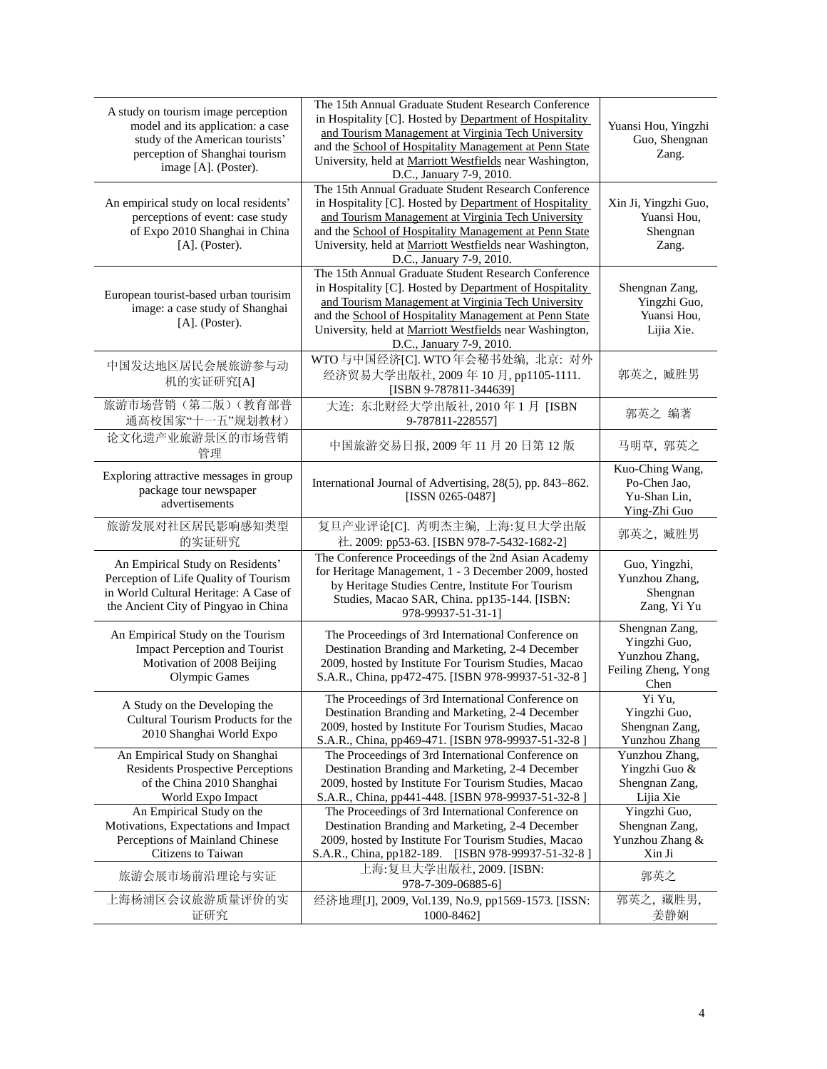| | | |
|---|---|---|
| A study on tourism image perception model and its application: a case study of the American tourists' perception of Shanghai tourism image [A]. (Poster). | The 15th Annual Graduate Student Research Conference in Hospitality [C]. Hosted by Department of Hospitality and Tourism Management at Virginia Tech University and the School of Hospitality Management at Penn State University, held at Marriott Westfields near Washington, D.C., January 7-9, 2010. | Yuansi Hou, Yingzhi Guo, Shengnan Zang. |
| An empirical study on local residents' perceptions of event: case study of Expo 2010 Shanghai in China [A]. (Poster). | The 15th Annual Graduate Student Research Conference in Hospitality [C]. Hosted by Department of Hospitality and Tourism Management at Virginia Tech University and the School of Hospitality Management at Penn State University, held at Marriott Westfields near Washington, D.C., January 7-9, 2010. | Xin Ji, Yingzhi Guo, Yuansi Hou, Shengnan Zang. |
| European tourist-based urban tourisim image: a case study of Shanghai [A]. (Poster). | The 15th Annual Graduate Student Research Conference in Hospitality [C]. Hosted by Department of Hospitality and Tourism Management at Virginia Tech University and the School of Hospitality Management at Penn State University, held at Marriott Westfields near Washington, D.C., January 7-9, 2010. | Shengnan Zang, Yingzhi Guo, Yuansi Hou, Lijia Xie. |
| 中国发达地区居民会展旅游参与动机的实证研究[A] | WTO与中国经济[C]. WTO年会秘书处编，北京：对外经济贸易大学出版社, 2009年10月, pp1105-1111. [ISBN 9-787811-344639] | 郭英之，臧胜男 |
| 旅游市场营销（第二版）（教育部普通高校国家"十一五"规划教材） | 大连：东北财经大学出版社, 2010年1月 [ISBN 9-787811-228557] | 郭英之 编著 |
| 论文化遗产业旅游景区的市场营销管理 | 中国旅游交易日报, 2009年11月20日第12版 | 马明草，郭英之 |
| Exploring attractive messages in group package tour newspaper advertisements | International Journal of Advertising, 28(5), pp. 843–862. [ISSN 0265-0487] | Kuo-Ching Wang, Po-Chen Jao, Yu-Shan Lin, Ying-Zhi Guo |
| 旅游发展对社区居民影响感知类型的实证研究 | 复旦产业评论[C]. 芮明杰主编，上海:复旦大学出版社. 2009: pp53-63. [ISBN 978-7-5432-1682-2] | 郭英之，臧胜男 |
| An Empirical Study on Residents' Perception of Life Quality of Tourism in World Cultural Heritage: A Case of the Ancient City of Pingyao in China | The Conference Proceedings of the 2nd Asian Academy for Heritage Management, 1 - 3 December 2009, hosted by Heritage Studies Centre, Institute For Tourism Studies, Macao SAR, China. pp135-144. [ISBN: 978-99937-51-31-1] | Guo, Yingzhi, Yunzhou Zhang, Shengnan Zang, Yi Yu |
| An Empirical Study on the Tourism Impact Perception and Tourist Motivation of 2008 Beijing Olympic Games | The Proceedings of 3rd International Conference on Destination Branding and Marketing, 2-4 December 2009, hosted by Institute For Tourism Studies, Macao S.A.R., China, pp472-475. [ISBN 978-99937-51-32-8 ] | Shengnan Zang, Yingzhi Guo, Yunzhou Zhang, Feiling Zheng, Yong Chen |
| A Study on the Developing the Cultural Tourism Products for the 2010 Shanghai World Expo | The Proceedings of 3rd International Conference on Destination Branding and Marketing, 2-4 December 2009, hosted by Institute For Tourism Studies, Macao S.A.R., China, pp469-471. [ISBN 978-99937-51-32-8 ] | Yi Yu, Yingzhi Guo, Shengnan Zang, Yunzhou Zhang |
| An Empirical Study on Shanghai Residents Prospective Perceptions of the China 2010 Shanghai World Expo Impact | The Proceedings of 3rd International Conference on Destination Branding and Marketing, 2-4 December 2009, hosted by Institute For Tourism Studies, Macao S.A.R., China, pp441-448. [ISBN 978-99937-51-32-8 ] | Yunzhou Zhang, Yingzhi Guo & Shengnan Zang, Lijia Xie |
| An Empirical Study on the Motivations, Expectations and Impact Perceptions of Mainland Chinese Citizens to Taiwan | The Proceedings of 3rd International Conference on Destination Branding and Marketing, 2-4 December 2009, hosted by Institute For Tourism Studies, Macao S.A.R., China, pp182-189. [ISBN 978-99937-51-32-8 ] | Yingzhi Guo, Shengnan Zang, Yunzhou Zhang & Xin Ji |
| 旅游会展市场前沿理论与实证 | 上海:复旦大学出版社, 2009. [ISBN: 978-7-309-06885-6] | 郭英之 |
| 上海杨浦区会议旅游质量评价的实证研究 | 经济地理[J], 2009, Vol.139, No.9, pp1569-1573. [ISSN: 1000-8462] | 郭英之，藏胜男，姜静娴 |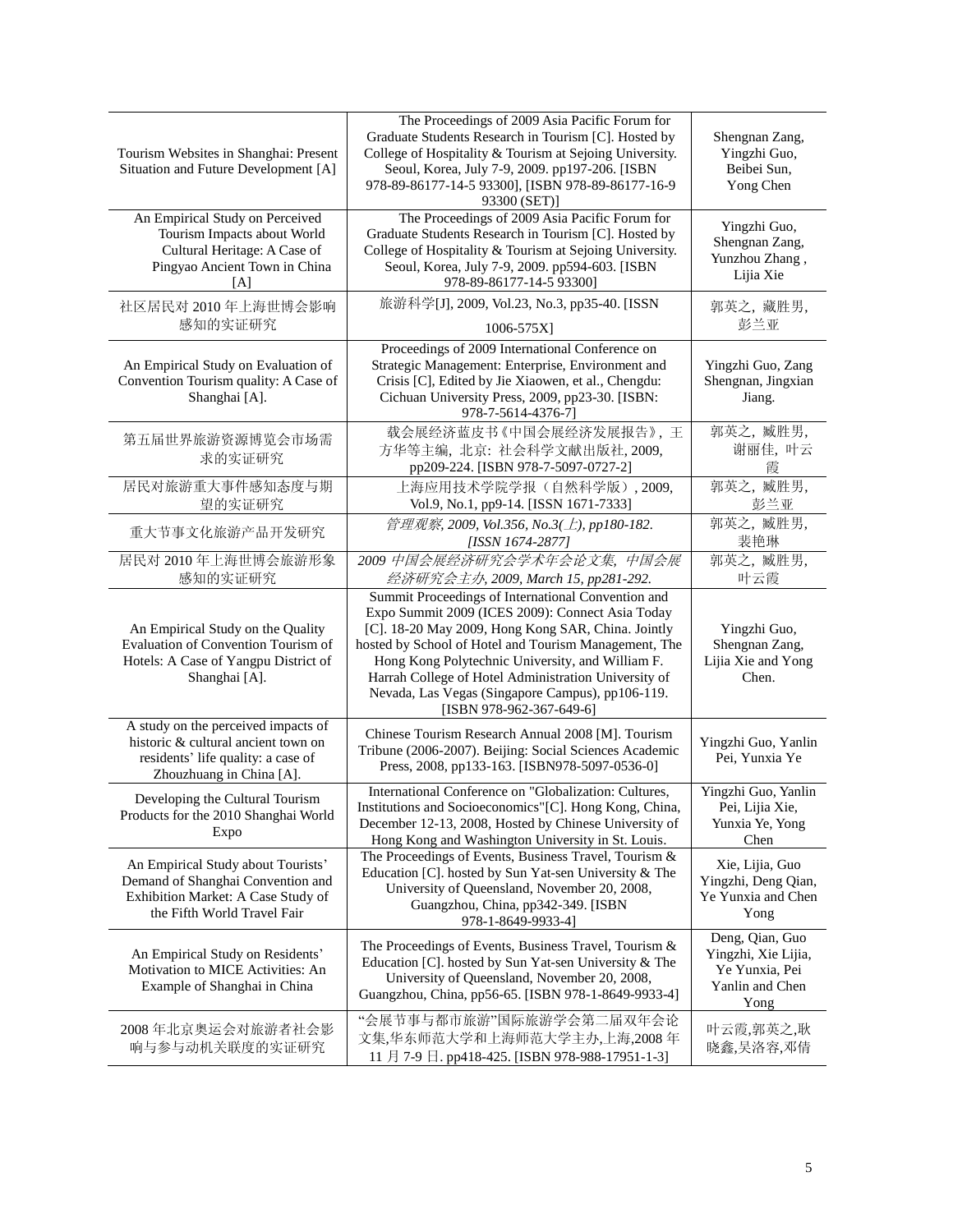| | | |
|---|---|---|
| Tourism Websites in Shanghai: Present Situation and Future Development [A] | The Proceedings of 2009 Asia Pacific Forum for Graduate Students Research in Tourism [C]. Hosted by College of Hospitality & Tourism at Sejoing University. Seoul, Korea, July 7-9, 2009. pp197-206. [ISBN 978-89-86177-14-5 93300], [ISBN 978-89-86177-16-9 93300 (SET)] | Shengnan Zang, Yingzhi Guo, Beibei Sun, Yong Chen |
| An Empirical Study on Perceived Tourism Impacts about World Cultural Heritage: A Case of Pingyao Ancient Town in China [A] | The Proceedings of 2009 Asia Pacific Forum for Graduate Students Research in Tourism [C]. Hosted by College of Hospitality & Tourism at Sejoing University. Seoul, Korea, July 7-9, 2009. pp594-603. [ISBN 978-89-86177-14-5 93300] | Yingzhi Guo, Shengnan Zang, Yunzhou Zhang , Lijia Xie |
| 社区居民对 2010 年上海世博会影响感知的实证研究 | 旅游科学[J], 2009, Vol.23, No.3, pp35-40. [ISSN 1006-575X] | 郭英之，藏胜男，彭兰亚 |
| An Empirical Study on Evaluation of Convention Tourism quality: A Case of Shanghai [A]. | Proceedings of 2009 International Conference on Strategic Management: Enterprise, Environment and Crisis [C], Edited by Jie Xiaowen, et al., Chengdu: Cichuan University Press, 2009, pp23-30. [ISBN: 978-7-5614-4376-7] | Yingzhi Guo, Zang Shengnan, Jingxian Jiang. |
| 第五届世界旅游资源博览会市场需求的实证研究 | 载会展经济蓝皮书《中国会展经济发展报告》，王方华等主编，北京：社会科学文献出版社, 2009, pp209-224. [ISBN 978-7-5097-0727-2] | 郭英之，臧胜男，谢丽佳，叶云霞 |
| 居民对旅游重大事件感知态度与期望的实证研究 | 上海应用技术学院学报（自然科学版）, 2009, Vol.9, No.1, pp9-14. [ISSN 1671-7333] | 郭英之，臧胜男，彭兰亚 |
| 重大节事文化旅游产品开发研究 | *管理观察, 2009, Vol.356, No.3(上), pp180-182. [ISSN 1674-2877]* | 郭英之，臧胜男，裴艳琳 |
| 居民对 2010 年上海世博会旅游形象感知的实证研究 | *2009 中国会展经济研究会学术年会论文集，中国会展经济研究会主办, 2009, March 15, pp281-292.* | 郭英之，臧胜男，叶云霞 |
| An Empirical Study on the Quality Evaluation of Convention Tourism of Hotels: A Case of Yangpu District of Shanghai [A]. | Summit Proceedings of International Convention and Expo Summit 2009 (ICES 2009): Connect Asia Today [C]. 18-20 May 2009, Hong Kong SAR, China. Jointly hosted by School of Hotel and Tourism Management, The Hong Kong Polytechnic University, and William F. Harrah College of Hotel Administration University of Nevada, Las Vegas (Singapore Campus), pp106-119. [ISBN 978-962-367-649-6] | Yingzhi Guo, Shengnan Zang, Lijia Xie and Yong Chen. |
| A study on the perceived impacts of historic & cultural ancient town on residents' life quality: a case of Zhouzhuang in China [A]. | Chinese Tourism Research Annual 2008 [M]. Tourism Tribune (2006-2007). Beijing: Social Sciences Academic Press, 2008, pp133-163. [ISBN978-5097-0536-0] | Yingzhi Guo, Yanlin Pei, Yunxia Ye |
| Developing the Cultural Tourism Products for the 2010 Shanghai World Expo | International Conference on "Globalization: Cultures, Institutions and Socioeconomics"[C]. Hong Kong, China, December 12-13, 2008, Hosted by Chinese University of Hong Kong and Washington University in St. Louis. | Yingzhi Guo, Yanlin Pei, Lijia Xie, Yunxia Ye, Yong Chen |
| An Empirical Study about Tourists' Demand of Shanghai Convention and Exhibition Market: A Case Study of the Fifth World Travel Fair | The Proceedings of Events, Business Travel, Tourism & Education [C]. hosted by Sun Yat-sen University & The University of Queensland, November 20, 2008, Guangzhou, China, pp342-349. [ISBN 978-1-8649-9933-4] | Xie, Lijia, Guo Yingzhi, Deng Qian, Ye Yunxia and Chen Yong |
| An Empirical Study on Residents' Motivation to MICE Activities: An Example of Shanghai in China | The Proceedings of Events, Business Travel, Tourism & Education [C]. hosted by Sun Yat-sen University & The University of Queensland, November 20, 2008, Guangzhou, China, pp56-65. [ISBN 978-1-8649-9933-4] | Deng, Qian, Guo Yingzhi, Xie Lijia, Ye Yunxia, Pei Yanlin and Chen Yong |
| 2008 年北京奥运会对旅游者社会影响与参与动机关联度的实证研究 | "会展节事与都市旅游"国际旅游学会第二届双年会论文集,华东师范大学和上海师范大学主办,上海,2008 年 11 月 7-9 日. pp418-425. [ISBN 978-988-17951-1-3] | 叶云霞,郭英之,耿晓鑫,吴洛容,邓倩 |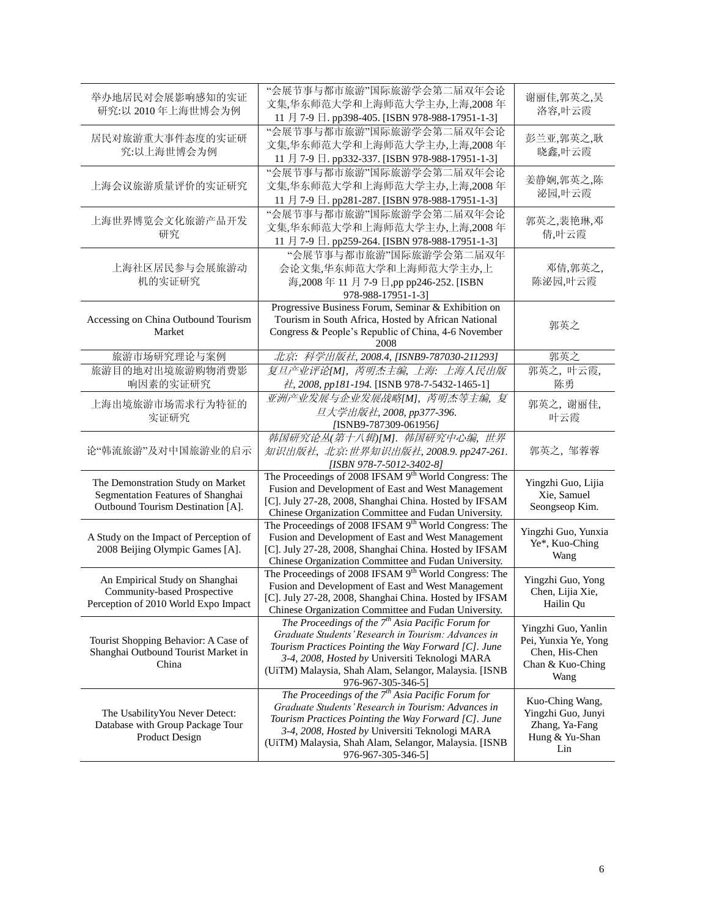| | | |
|---|---|---|
| 举办地居民对会展影响感知的实证研究:以 2010 年上海世博会为例 | "会展节事与都市旅游"国际旅游学会第二届双年会论文集,华东师范大学和上海师范大学主办,上海,2008 年 11 月 7-9 日. pp398-405. [ISBN 978-988-17951-1-3] | 谢丽佳,郭英之,吴洛容,叶云霞 |
| 居民对旅游重大事件态度的实证研究:以上海世博会为例 | "会展节事与都市旅游"国际旅游学会第二届双年会论文集,华东师范大学和上海师范大学主办,上海,2008 年 11 月 7-9 日. pp332-337. [ISBN 978-988-17951-1-3] | 彭兰亚,郭英之,耿晓鑫,叶云霞 |
| 上海会议旅游质量评价的实证研究 | "会展节事与都市旅游"国际旅游学会第二届双年会论文集,华东师范大学和上海师范大学主办,上海,2008 年 11 月 7-9 日. pp281-287. [ISBN 978-988-17951-1-3] | 姜静娴,郭英之,陈泌园,叶云霞 |
| 上海世界博览会文化旅游产品开发研究 | "会展节事与都市旅游"国际旅游学会第二届双年会论文集,华东师范大学和上海师范大学主办,上海,2008 年 11 月 7-9 日. pp259-264. [ISBN 978-988-17951-1-3] | 郭英之,裴艳琳,邓倩,叶云霞 |
| 上海社区居民参与会展旅游动机的实证研究 | "会展节事与都市旅游"国际旅游学会第二届双年会论文集,华东师范大学和上海师范大学主办,上海,2008 年 11 月 7-9 日,pp pp246-252. [ISBN 978-988-17951-1-3] | 邓倩,郭英之,陈泌园,叶云霞 |
| Accessing on China Outbound Tourism Market | Progressive Business Forum, Seminar & Exhibition on Tourism in South Africa, Hosted by African National Congress & People's Republic of China, 4-6 November 2008 | 郭英之 |
| 旅游市场研究理论与案例 | *北京: 科学出版社, 2008.4, [ISNB9-787030-211293]* | 郭英之 |
| 旅游目的地对出境旅游购物消费影响因素的实证研究 | *复旦产业评论[M], 芮明杰主编, 上海: 上海人民出版社, 2008, pp181-194.* [ISNB 978-7-5432-1465-1] | 郭英之, 叶云霞, 陈勇 |
| 上海出境旅游市场需求行为特征的实证研究 | *亚洲产业发展与企业发展战略[M], 芮明杰等主编, 复旦大学出版社, 2008, pp377-396. [*ISNB9-787309-061956*]* | 郭英之, 谢丽佳, 叶云霞 |
| 论"韩流旅游"及对中国旅游业的启示 | *韩国研究论丛(第十八辑)[M]. 韩国研究中心编, 世界知识出版社, 北京:世界知识出版社, 2008.9. pp247-261. [ISBN 978-7-5012-3402-8]* | 郭英之, 邹蓉蓉 |
| The Demonstration Study on Market Segmentation Features of Shanghai Outbound Tourism Destination [A]. | The Proceedings of 2008 IFSAM 9th World Congress: The Fusion and Development of East and West Management [C]. July 27-28, 2008, Shanghai China. Hosted by IFSAM Chinese Organization Committee and Fudan University. | Yingzhi Guo, Lijia Xie, Samuel Seongseop Kim. |
| A Study on the Impact of Perception of 2008 Beijing Olympic Games [A]. | The Proceedings of 2008 IFSAM 9th World Congress: The Fusion and Development of East and West Management [C]. July 27-28, 2008, Shanghai China. Hosted by IFSAM Chinese Organization Committee and Fudan University. | Yingzhi Guo, Yunxia Ye*, Kuo-Ching Wang |
| An Empirical Study on Shanghai Community-based Prospective Perception of 2010 World Expo Impact | The Proceedings of 2008 IFSAM 9th World Congress: The Fusion and Development of East and West Management [C]. July 27-28, 2008, Shanghai China. Hosted by IFSAM Chinese Organization Committee and Fudan University. | Yingzhi Guo, Yong Chen, Lijia Xie, Hailin Qu |
| Tourist Shopping Behavior: A Case of Shanghai Outbound Tourist Market in China | *The Proceedings of the 7th Asia Pacific Forum for Graduate Students' Research in Tourism: Advances in Tourism Practices Pointing the Way Forward [C]. June 3-4, 2008, Hosted by* Universiti Teknologi MARA (UiTM) Malaysia, Shah Alam, Selangor, Malaysia. [ISNB 976-967-305-346-5] | Yingzhi Guo, Yanlin Pei, Yunxia Ye, Yong Chen, His-Chen Chan & Kuo-Ching Wang |
| The UsabilityYou Never Detect: Database with Group Package Tour Product Design | *The Proceedings of the 7th Asia Pacific Forum for Graduate Students' Research in Tourism: Advances in Tourism Practices Pointing the Way Forward [C]. June 3-4, 2008, Hosted by* Universiti Teknologi MARA (UiTM) Malaysia, Shah Alam, Selangor, Malaysia. [ISNB 976-967-305-346-5] | Kuo-Ching Wang, Yingzhi Guo, Junyi Zhang, Ya-Fang Hung & Yu-Shan Lin |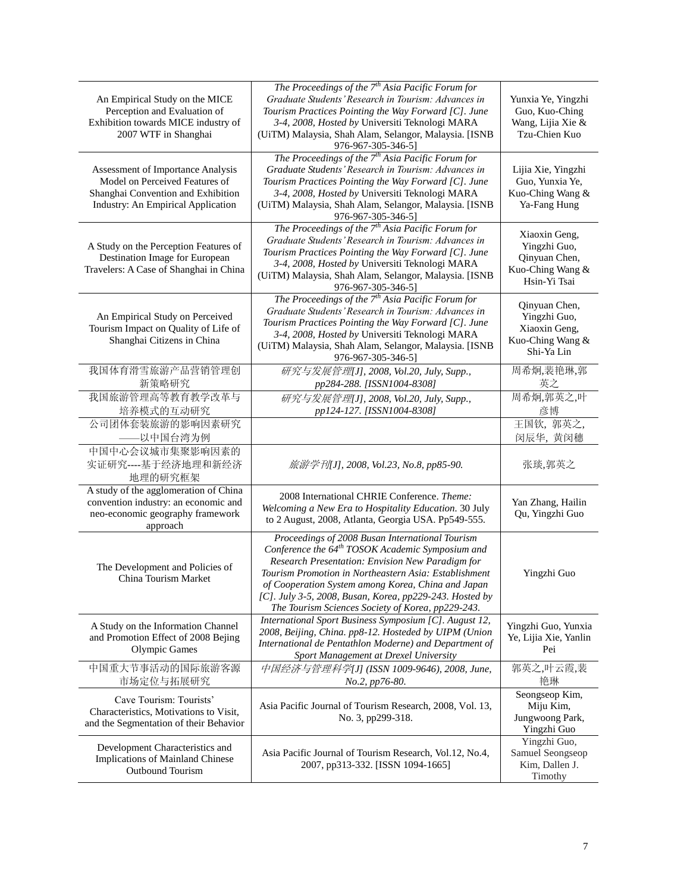| | | |
|---|---|---|
| An Empirical Study on the MICE Perception and Evaluation of Exhibition towards MICE industry of 2007 WTF in Shanghai | *The Proceedings of the 7th Asia Pacific Forum for Graduate Students' Research in Tourism: Advances in Tourism Practices Pointing the Way Forward [C]. June 3-4, 2008, Hosted by* Universiti Teknologi MARA (UiTM) Malaysia, Shah Alam, Selangor, Malaysia. [ISNB 976-967-305-346-5] | Yunxia Ye, Yingzhi Guo, Kuo-Ching Wang, Lijia Xie & Tzu-Chien Kuo |
| Assessment of Importance Analysis Model on Perceived Features of Shanghai Convention and Exhibition Industry: An Empirical Application | *The Proceedings of the 7th Asia Pacific Forum for Graduate Students' Research in Tourism: Advances in Tourism Practices Pointing the Way Forward [C]. June 3-4, 2008, Hosted by* Universiti Teknologi MARA (UiTM) Malaysia, Shah Alam, Selangor, Malaysia. [ISNB 976-967-305-346-5] | Lijia Xie, Yingzhi Guo, Yunxia Ye, Kuo-Ching Wang & Ya-Fang Hung |
| A Study on the Perception Features of Destination Image for European Travelers: A Case of Shanghai in China | *The Proceedings of the 7th Asia Pacific Forum for Graduate Students' Research in Tourism: Advances in Tourism Practices Pointing the Way Forward [C]. June 3-4, 2008, Hosted by* Universiti Teknologi MARA (UiTM) Malaysia, Shah Alam, Selangor, Malaysia. [ISNB 976-967-305-346-5] | Xiaoxin Geng, Yingzhi Guo, Qinyuan Chen, Kuo-Ching Wang & Hsin-Yi Tsai |
| An Empirical Study on Perceived Tourism Impact on Quality of Life of Shanghai Citizens in China | *The Proceedings of the 7th Asia Pacific Forum for Graduate Students' Research in Tourism: Advances in Tourism Practices Pointing the Way Forward [C]. June 3-4, 2008, Hosted by* Universiti Teknologi MARA (UiTM) Malaysia, Shah Alam, Selangor, Malaysia. [ISNB 976-967-305-346-5] | Qinyuan Chen, Yingzhi Guo, Xiaoxin Geng, Kuo-Ching Wang & Shi-Ya Lin |
| 我国体育滑雪旅游产品营销管理创新策略研究 | *研究与发展管理[J], 2008, Vol.20, July, Supp., pp284-288. [ISSN1004-8308]* | 周希炯,裴艳琳,郭英之 |
| 我国旅游管理高等教育教学改革与培养模式的互动研究 | *研究与发展管理[J], 2008, Vol.20, July, Supp., pp124-127. [ISSN1004-8308]* | 周希炯,郭英之,叶彦博 |
| 公司团体套装旅游的影响因素研究——以中国台湾为例 | | 王国钦, 郭英之, 闵辰华, 黄闵穗 |
| 中国中心会议城市集聚影响因素的实证研究----基于经济地理和新经济地理的研究框架 | *旅游学刊[J], 2008, Vol.23, No.8, pp85-90.* | 张琰,郭英之 |
| A study of the agglomeration of China convention industry: an economic and neo-economic geography framework approach | 2008 International CHRIE Conference. *Theme: Welcoming a New Era to Hospitality Education.* 30 July to 2 August, 2008, Atlanta, Georgia USA. Pp549-555. | Yan Zhang, Hailin Qu, Yingzhi Guo |
| The Development and Policies of China Tourism Market | *Proceedings of 2008 Busan International Tourism Conference the 64th TOSOK Academic Symposium and Research Presentation: Envision New Paradigm for Tourism Promotion in Northeastern Asia: Establishment of Cooperation System among Korea, China and Japan [C]. July 3-5, 2008, Busan, Korea, pp229-243. Hosted by The Tourism Sciences Society of Korea, pp229-243.* | Yingzhi Guo |
| A Study on the Information Channel and Promotion Effect of 2008 Bejing Olympic Games | *International Sport Business Symposium [C]. August 12, 2008, Beijing, China. pp8-12. Hosteded by UIPM (Union International de Pentathlon Moderne) and Department of Sport Management at Drexel University* | Yingzhi Guo, Yunxia Ye, Lijia Xie, Yanlin Pei |
| 中国重大节事活动的国际旅游客源市场定位与拓展研究 | *中国经济与管理科学[J] (ISSN 1009-9646), 2008, June, No.2, pp76-80.* | 郭英之,叶云霞,裴艳琳 |
| Cave Tourism: Tourists' Characteristics, Motivations to Visit, and the Segmentation of their Behavior | Asia Pacific Journal of Tourism Research, 2008, Vol. 13, No. 3, pp299-318. | Seongseop Kim, Miju Kim, Jungwoong Park, Yingzhi Guo |
| Development Characteristics and Implications of Mainland Chinese Outbound Tourism | Asia Pacific Journal of Tourism Research, Vol.12, No.4, 2007, pp313-332. [ISSN 1094-1665] | Yingzhi Guo, Samuel Seongseop Kim, Dallen J. Timothy |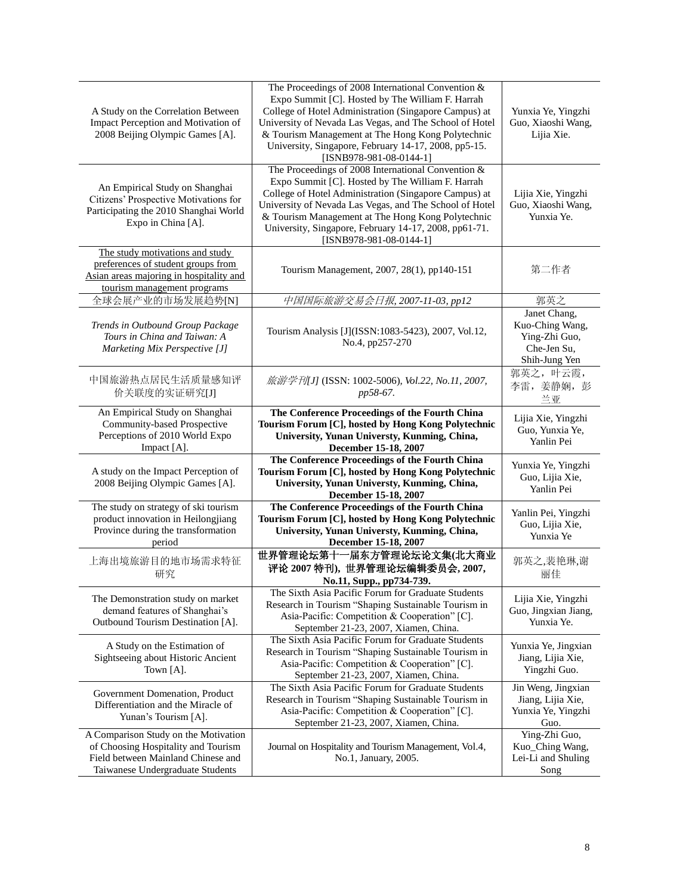| | | |
|---|---|---|
| A Study on the Correlation Between Impact Perception and Motivation of 2008 Beijing Olympic Games [A]. | The Proceedings of 2008 International Convention & Expo Summit [C]. Hosted by The William F. Harrah College of Hotel Administration (Singapore Campus) at University of Nevada Las Vegas, and The School of Hotel & Tourism Management at The Hong Kong Polytechnic University, Singapore, February 14-17, 2008, pp5-15. [ISNB978-981-08-0144-1] | Yunxia Ye, Yingzhi Guo, Xiaoshi Wang, Lijia Xie. |
| An Empirical Study on Shanghai Citizens' Prospective Motivations for Participating the 2010 Shanghai World Expo in China [A]. | The Proceedings of 2008 International Convention & Expo Summit [C]. Hosted by The William F. Harrah College of Hotel Administration (Singapore Campus) at University of Nevada Las Vegas, and The School of Hotel & Tourism Management at The Hong Kong Polytechnic University, Singapore, February 14-17, 2008, pp61-71. [ISNB978-981-08-0144-1] | Lijia Xie, Yingzhi Guo, Xiaoshi Wang, Yunxia Ye. |
| The study motivations and study preferences of student groups from Asian areas majoring in hospitality and tourism management programs | Tourism Management, 2007, 28(1), pp140-151 | 第二作者 |
| 全球会展产业的市场发展趋势[N] | *中国国际旅游交易会日报, 2007-11-03, pp12* | 郭英之 |
| *Trends in Outbound Group Package Tours in China and Taiwan: A Marketing Mix Perspective [J]* | Tourism Analysis [J](ISSN:1083-5423), 2007, Vol.12, No.4, pp257-270 | Janet Chang, Kuo-Ching Wang, Ying-Zhi Guo, Che-Jen Su, Shih-Jung Yen |
| 中国旅游热点居民生活质量感知评价关联度的实证研究[J] | *旅游学刊[J]* (ISSN: 1002-5006), *Vol.22, No.11, 2007, pp58-67.* | 郭英之，叶云霞，李雷，姜静娴，彭兰亚 |
| An Empirical Study on Shanghai Community-based Prospective Perceptions of 2010 World Expo Impact [A]. | **The Conference Proceedings of the Fourth China Tourism Forum [C], hosted by Hong Kong Polytechnic University, Yunan Universty, Kunming, China, December 15-18, 2007** | Lijia Xie, Yingzhi Guo, Yunxia Ye, Yanlin Pei |
| A study on the Impact Perception of 2008 Beijing Olympic Games [A]. | **The Conference Proceedings of the Fourth China Tourism Forum [C], hosted by Hong Kong Polytechnic University, Yunan Universty, Kunming, China, December 15-18, 2007** | Yunxia Ye, Yingzhi Guo, Lijia Xie, Yanlin Pei |
| The study on strategy of ski tourism product innovation in Heilongjiang Province during the transformation period | **The Conference Proceedings of the Fourth China Tourism Forum [C], hosted by Hong Kong Polytechnic University, Yunan Universty, Kunming, China, December 15-18, 2007** | Yanlin Pei, Yingzhi Guo, Lijia Xie, Yunxia Ye |
| 上海出境旅游目的地市场需求特征研究 | **世界管理论坛第十一届东方管理论坛论文集(北大商业评论 2007 特刊)，世界管理论坛编辑委员会, 2007, No.11, Supp., pp734-739.** | 郭英之,裴艳琳,谢丽佳 |
| The Demonstration study on market demand features of Shanghai's Outbound Tourism Destination [A]. | The Sixth Asia Pacific Forum for Graduate Students Research in Tourism "Shaping Sustainable Tourism in Asia-Pacific: Competition & Cooperation" [C]. September 21-23, 2007, Xiamen, China. | Lijia Xie, Yingzhi Guo, Jingxian Jiang, Yunxia Ye. |
| A Study on the Estimation of Sightseeing about Historic Ancient Town [A]. | The Sixth Asia Pacific Forum for Graduate Students Research in Tourism "Shaping Sustainable Tourism in Asia-Pacific: Competition & Cooperation" [C]. September 21-23, 2007, Xiamen, China. | Yunxia Ye, Jingxian Jiang, Lijia Xie, Yingzhi Guo. |
| Government Domenation, Product Differentiation and the Miracle of Yunan's Tourism [A]. | The Sixth Asia Pacific Forum for Graduate Students Research in Tourism "Shaping Sustainable Tourism in Asia-Pacific: Competition & Cooperation" [C]. September 21-23, 2007, Xiamen, China. | Jin Weng, Jingxian Jiang, Lijia Xie, Yunxia Ye, Yingzhi Guo. |
| A Comparison Study on the Motivation of Choosing Hospitality and Tourism Field between Mainland Chinese and Taiwanese Undergraduate Students | Journal on Hospitality and Tourism Management, Vol.4, No.1, January, 2005. | Ying-Zhi Guo, Kuo_Ching Wang, Lei-Li and Shuling Song |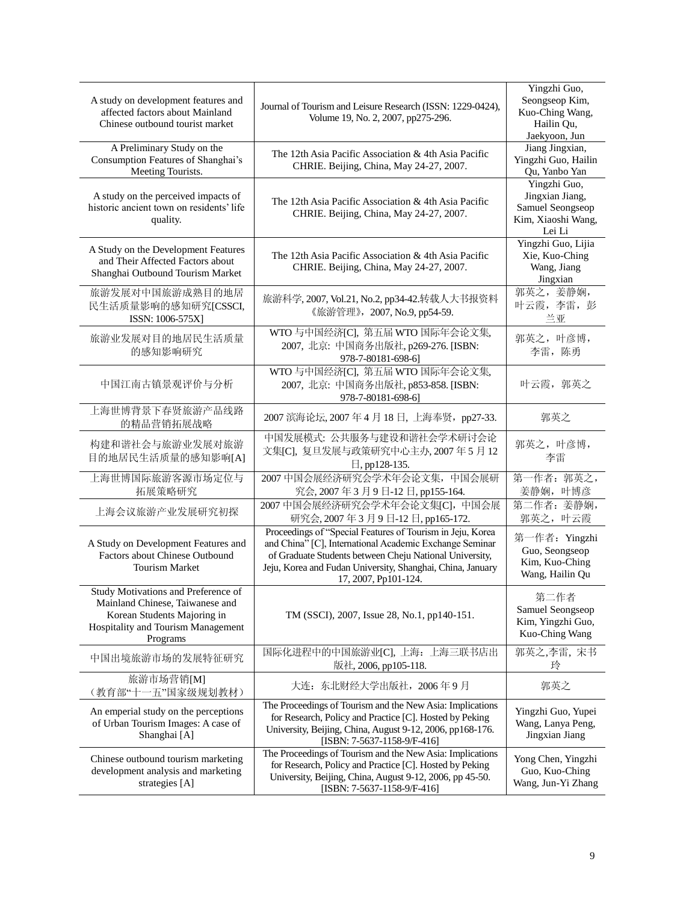| | | |
|---|---|---|
| A study on development features and affected factors about Mainland Chinese outbound tourist market | Journal of Tourism and Leisure Research (ISSN: 1229-0424), Volume 19, No. 2, 2007, pp275-296. | Yingzhi Guo, Seongseop Kim, Kuo-Ching Wang, Hailin Qu, Jaekyoon, Jun |
| A Preliminary Study on the Consumption Features of Shanghai's Meeting Tourists. | The 12th Asia Pacific Association & 4th Asia Pacific CHRIE. Beijing, China, May 24-27, 2007. | Jiang Jingxian, Yingzhi Guo, Hailin Qu, Yanbo Yan |
| A study on the perceived impacts of historic ancient town on residents' life quality. | The 12th Asia Pacific Association & 4th Asia Pacific CHRIE. Beijing, China, May 24-27, 2007. | Yingzhi Guo, Jingxian Jiang, Samuel Seongseop Kim, Xiaoshi Wang, Lei Li |
| A Study on the Development Features and Their Affected Factors about Shanghai Outbound Tourism Market | The 12th Asia Pacific Association & 4th Asia Pacific CHRIE. Beijing, China, May 24-27, 2007. | Yingzhi Guo, Lijia Xie, Kuo-Ching Wang, Jiang Jingxian |
| 旅游发展对中国旅游成熟目的地居民生活质量影响的感知研究[CSSCI, ISSN: 1006-575X] | 旅游科学, 2007, Vol.21, No.2, pp34-42.转载人大书报资料《旅游管理》, 2007, No.9, pp54-59. | 郭英之，姜静娴，叶云霞，李雷，彭兰亚 |
| 旅游业发展对目的地居民生活质量的感知影响研究 | WTO 与中国经济[C], 第五届 WTO 国际年会论文集, 2007, 北京: 中国商务出版社, p269-276. [ISBN: 978-7-80181-698-6] | 郭英之，叶彦博，李雷，陈勇 |
| 中国江南古镇景观评价与分析 | WTO 与中国经济[C], 第五届 WTO 国际年会论文集, 2007, 北京: 中国商务出版社, p853-858. [ISBN: 978-7-80181-698-6] | 叶云霞，郭英之 |
| 上海世博背景下春贤旅游产品线路的精品营销拓展战略 | 2007 滨海论坛, 2007 年 4 月 18 日, 上海奉贤，pp27-33. | 郭英之 |
| 构建和谐社会与旅游业发展对旅游目的地居民生活质量的感知影响[A] | 中国发展模式: 公共服务与建设和谐社会学术研讨会论文集[C], 复旦发展与政策研究中心主办, 2007 年 5 月 12 日, pp128-135. | 郭英之，叶彦博，李雷 |
| 上海世博国际旅游客源市场定位与拓展策略研究 | 2007 中国会展经济研究会学术年会论文集，中国会展研究会, 2007 年 3 月 9 日-12 日, pp155-164. | 第一作者：郭英之，姜静娴，叶博彦 |
| 上海会议旅游产业发展研究初探 | 2007 中国会展经济研究会学术年会论文集[C]，中国会展研究会, 2007 年 3 月 9 日-12 日, pp165-172. | 第二作者：姜静娴，郭英之，叶云霞 |
| A Study on Development Features and Factors about Chinese Outbound Tourism Market | Proceedings of "Special Features of Tourism in Jeju, Korea and China" [C], International Academic Exchange Seminar of Graduate Students between Cheju National University, Jeju, Korea and Fudan University, Shanghai, China, January 17, 2007, Pp101-124. | 第一作者：Yingzhi Guo, Seongseop Kim, Kuo-Ching Wang, Hailin Qu |
| Study Motivations and Preference of Mainland Chinese, Taiwanese and Korean Students Majoring in Hospitality and Tourism Management Programs | TM (SSCI), 2007, Issue 28, No.1, pp140-151. | 第二作者 Samuel Seongseop Kim, Yingzhi Guo, Kuo-Ching Wang |
| 中国出境旅游市场的发展特征研究 | 国际化进程中的中国旅游业[C], 上海：上海三联书店出版社, 2006, pp105-118. | 郭英之,李雷, 宋书玲 |
| 旅游市场营销[M]（教育部"十一五"国家级规划教材） | 大连：东北财经大学出版社，2006 年 9 月 | 郭英之 |
| An emperial study on the perceptions of Urban Tourism Images: A case of Shanghai [A] | The Proceedings of Tourism and the New Asia: Implications for Research, Policy and Practice [C]. Hosted by Peking University, Beijing, China, August 9-12, 2006, pp168-176. [ISBN: 7-5637-1158-9/F-416] | Yingzhi Guo, Yupei Wang, Lanya Peng, Jingxian Jiang |
| Chinese outbound tourism marketing development analysis and marketing strategies [A] | The Proceedings of Tourism and the New Asia: Implications for Research, Policy and Practice [C]. Hosted by Peking University, Beijing, China, August 9-12, 2006, pp 45-50. [ISBN: 7-5637-1158-9/F-416] | Yong Chen, Yingzhi Guo, Kuo-Ching Wang, Jun-Yi Zhang |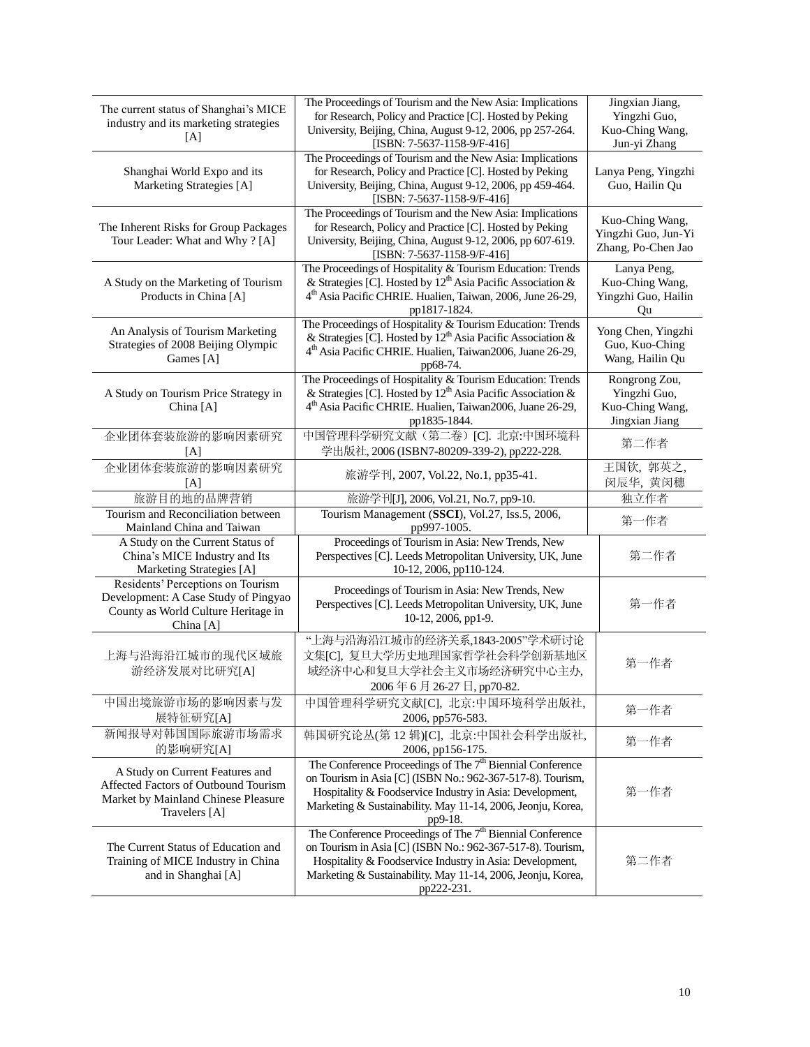| | | |
|---|---|---|
| The current status of Shanghai's MICE industry and its marketing strategies [A] | The Proceedings of Tourism and the New Asia: Implications for Research, Policy and Practice [C]. Hosted by Peking University, Beijing, China, August 9-12, 2006, pp 257-264. [ISBN: 7-5637-1158-9/F-416] | Jingxian Jiang, Yingzhi Guo, Kuo-Ching Wang, Jun-yi Zhang |
| Shanghai World Expo and its Marketing Strategies [A] | The Proceedings of Tourism and the New Asia: Implications for Research, Policy and Practice [C]. Hosted by Peking University, Beijing, China, August 9-12, 2006, pp 459-464. [ISBN: 7-5637-1158-9/F-416] | Lanya Peng, Yingzhi Guo, Hailin Qu |
| The Inherent Risks for Group Packages Tour Leader: What and Why ? [A] | The Proceedings of Tourism and the New Asia: Implications for Research, Policy and Practice [C]. Hosted by Peking University, Beijing, China, August 9-12, 2006, pp 607-619. [ISBN: 7-5637-1158-9/F-416] | Kuo-Ching Wang, Yingzhi Guo, Jun-Yi Zhang, Po-Chen Jao |
| A Study on the Marketing of Tourism Products in China [A] | The Proceedings of Hospitality & Tourism Education: Trends & Strategies [C]. Hosted by 12th Asia Pacific Association & 4th Asia Pacific CHRIE. Hualien, Taiwan, 2006, June 26-29, pp1817-1824. | Lanya Peng, Kuo-Ching Wang, Yingzhi Guo, Hailin Qu |
| An Analysis of Tourism Marketing Strategies of 2008 Beijing Olympic Games [A] | The Proceedings of Hospitality & Tourism Education: Trends & Strategies [C]. Hosted by 12th Asia Pacific Association & 4th Asia Pacific CHRIE. Hualien, Taiwan2006, Juane 26-29, pp68-74. | Yong Chen, Yingzhi Guo, Kuo-Ching Wang, Hailin Qu |
| A Study on Tourism Price Strategy in China [A] | The Proceedings of Hospitality & Tourism Education: Trends & Strategies [C]. Hosted by 12th Asia Pacific Association & 4th Asia Pacific CHRIE. Hualien, Taiwan2006, Juane 26-29, pp1835-1844. | Rongrong Zou, Yingzhi Guo, Kuo-Ching Wang, Jingxian Jiang |
| 企业团体套装旅游的影响因素研究[A] | 中国管理科学研究文献（第二卷）[C]. 北京:中国环境科学出版社, 2006 (ISBN7-80209-339-2), pp222-228. | 第二作者 |
| 企业团体套装旅游的影响因素研究[A] | 旅游学刊, 2007, Vol.22, No.1, pp35-41. | 王国钦, 郭英之, 闵辰华, 黄闵穗 |
| 旅游目的地的品牌营销 | 旅游学刊[J], 2006, Vol.21, No.7, pp9-10. | 独立作者 |
| Tourism and Reconciliation between Mainland China and Taiwan | Tourism Management (**SSCI**), Vol.27, Iss.5, 2006, pp997-1005. | 第一作者 |
| A Study on the Current Status of China's MICE Industry and Its Marketing Strategies [A] | Proceedings of Tourism in Asia: New Trends, New Perspectives [C]. Leeds Metropolitan University, UK, June 10-12, 2006, pp110-124. | 第二作者 |
| Residents' Perceptions on Tourism Development: A Case Study of Pingyao County as World Culture Heritage in China [A] | Proceedings of Tourism in Asia: New Trends, New Perspectives [C]. Leeds Metropolitan University, UK, June 10-12, 2006, pp1-9. | 第一作者 |
| 上海与沿海沿江城市的现代区域旅游经济发展对比研究[A] | "上海与沿海沿江城市的经济关系,1843-2005"学术研讨论文集[C], 复旦大学历史地理国家哲学社会科学创新基地区域经济中心和复旦大学社会主义市场经济研究中心主办, 2006 年 6 月 26-27 日, pp70-82. | 第一作者 |
| 中国出境旅游市场的影响因素与发展特征研究[A] | 中国管理科学研究文献[C], 北京:中国环境科学出版社, 2006, pp576-583. | 第一作者 |
| 新闻报导对韩国国际旅游市场需求的影响研究[A] | 韩国研究论丛(第 12 辑)[C], 北京:中国社会科学出版社, 2006, pp156-175. | 第一作者 |
| A Study on Current Features and Affected Factors of Outbound Tourism Market by Mainland Chinese Pleasure Travelers [A] | The Conference Proceedings of The 7th Biennial Conference on Tourism in Asia [C] (ISBN No.: 962-367-517-8). Tourism, Hospitality & Foodservice Industry in Asia: Development, Marketing & Sustainability. May 11-14, 2006, Jeonju, Korea, pp9-18. | 第一作者 |
| The Current Status of Education and Training of MICE Industry in China and in Shanghai [A] | The Conference Proceedings of The 7th Biennial Conference on Tourism in Asia [C] (ISBN No.: 962-367-517-8). Tourism, Hospitality & Foodservice Industry in Asia: Development, Marketing & Sustainability. May 11-14, 2006, Jeonju, Korea, pp222-231. | 第二作者 |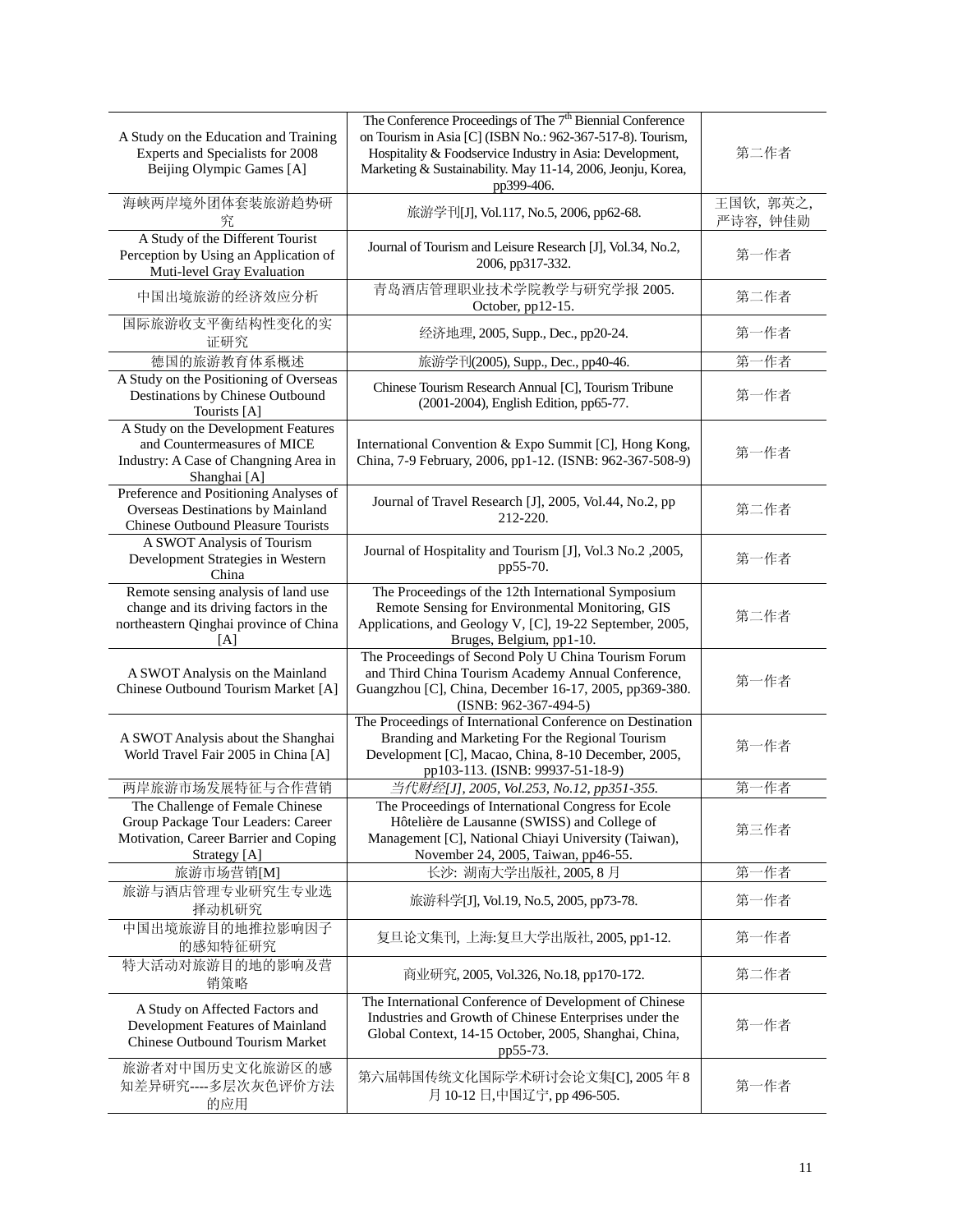| | | |
|---|---|---|
| A Study on the Education and Training Experts and Specialists for 2008 Beijing Olympic Games [A] | The Conference Proceedings of The 7th Biennial Conference on Tourism in Asia [C] (ISBN No.: 962-367-517-8). Tourism, Hospitality & Foodservice Industry in Asia: Development, Marketing & Sustainability. May 11-14, 2006, Jeonju, Korea, pp399-406. | 第二作者 |
| 海峡两岸境外团体套装旅游趋势研究 | 旅游学刊[J], Vol.117, No.5, 2006, pp62-68. | 王国钦，郭英之，严诗容，钟佳勋 |
| A Study of the Different Tourist Perception by Using an Application of Muti-level Gray Evaluation | Journal of Tourism and Leisure Research [J], Vol.34, No.2, 2006, pp317-332. | 第一作者 |
| 中国出境旅游的经济效应分析 | 青岛酒店管理职业技术学院教学与研究学报 2005. October, pp12-15. | 第二作者 |
| 国际旅游收支平衡结构性变化的实证研究 | 经济地理, 2005, Supp., Dec., pp20-24. | 第一作者 |
| 德国的旅游教育体系概述 | 旅游学刊(2005), Supp., Dec., pp40-46. | 第一作者 |
| A Study on the Positioning of Overseas Destinations by Chinese Outbound Tourists [A] | Chinese Tourism Research Annual [C], Tourism Tribune (2001-2004), English Edition, pp65-77. | 第一作者 |
| A Study on the Development Features and Countermeasures of MICE Industry: A Case of Changning Area in Shanghai [A] | International Convention & Expo Summit [C], Hong Kong, China, 7-9 February, 2006, pp1-12. (ISNB: 962-367-508-9) | 第一作者 |
| Preference and Positioning Analyses of Overseas Destinations by Mainland Chinese Outbound Pleasure Tourists | Journal of Travel Research [J], 2005, Vol.44, No.2, pp 212-220. | 第二作者 |
| A SWOT Analysis of Tourism Development Strategies in Western China | Journal of Hospitality and Tourism [J], Vol.3 No.2 ,2005, pp55-70. | 第一作者 |
| Remote sensing analysis of land use change and its driving factors in the northeastern Qinghai province of China [A] | The Proceedings of the 12th International Symposium Remote Sensing for Environmental Monitoring, GIS Applications, and Geology V, [C], 19-22 September, 2005, Bruges, Belgium, pp1-10. | 第二作者 |
| A SWOT Analysis on the Mainland Chinese Outbound Tourism Market [A] | The Proceedings of Second Poly U China Tourism Forum and Third China Tourism Academy Annual Conference, Guangzhou [C], China, December 16-17, 2005, pp369-380. (ISNB: 962-367-494-5) | 第一作者 |
| A SWOT Analysis about the Shanghai World Travel Fair 2005 in China [A] | The Proceedings of International Conference on Destination Branding and Marketing For the Regional Tourism Development [C], Macao, China, 8-10 December, 2005, pp103-113. (ISNB: 99937-51-18-9) | 第一作者 |
| 两岸旅游市场发展特征与合作营销 | *当代财经[J], 2005, Vol.253, No.12, pp351-355.* | 第一作者 |
| The Challenge of Female Chinese Group Package Tour Leaders: Career Motivation, Career Barrier and Coping Strategy [A] | The Proceedings of International Congress for Ecole Hôtelière de Lausanne (SWISS) and College of Management [C], National Chiayi University (Taiwan), November 24, 2005, Taiwan, pp46-55. | 第三作者 |
| 旅游市场营销[M] | 长沙: 湖南大学出版社, 2005, 8 月 | 第一作者 |
| 旅游与酒店管理专业研究生专业选择动机研究 | 旅游科学[J], Vol.19, No.5, 2005, pp73-78. | 第一作者 |
| 中国出境旅游目的地推拉影响因子的感知特征研究 | 复旦论文集刊, 上海:复旦大学出版社, 2005, pp1-12. | 第一作者 |
| 特大活动对旅游目的地的影响及营销策略 | 商业研究, 2005, Vol.326, No.18, pp170-172. | 第二作者 |
| A Study on Affected Factors and Development Features of Mainland Chinese Outbound Tourism Market | The International Conference of Development of Chinese Industries and Growth of Chinese Enterprises under the Global Context, 14-15 October, 2005, Shanghai, China, pp55-73. | 第一作者 |
| 旅游者对中国历史文化旅游区的感知差异研究----多层次灰色评价方法的应用 | 第六届韩国传统文化国际学术研讨会论文集[C], 2005 年 8 月 10-12 日,中国辽宁, pp 496-505. | 第一作者 |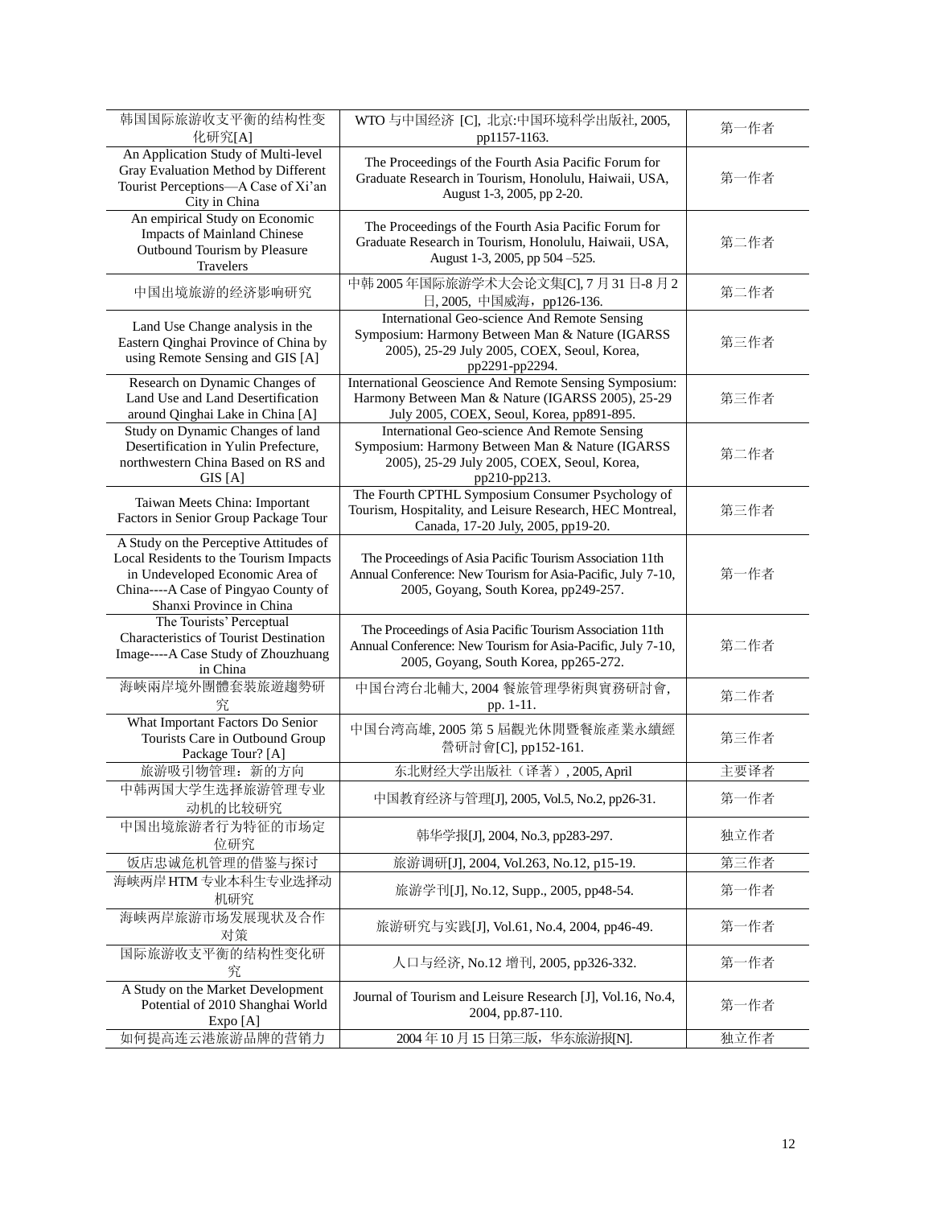| | | |
|---|---|---|
| 韩国国际旅游收支平衡的结构性变化研究[A] | WTO 与中国经济 [C], 北京:中国环境科学出版社, 2005, pp1157-1163. | 第一作者 |
| An Application Study of Multi-level Gray Evaluation Method by Different Tourist Perceptions—A Case of Xi'an City in China | The Proceedings of the Fourth Asia Pacific Forum for Graduate Research in Tourism, Honolulu, Haiwaii, USA, August 1-3, 2005, pp 2-20. | 第一作者 |
| An empirical Study on Economic Impacts of Mainland Chinese Outbound Tourism by Pleasure Travelers | The Proceedings of the Fourth Asia Pacific Forum for Graduate Research in Tourism, Honolulu, Haiwaii, USA, August 1-3, 2005, pp 504 –525. | 第二作者 |
| 中国出境旅游的经济影响研究 | 中韩 2005 年国际旅游学术大会论文集[C], 7 月 31 日-8 月 2 日, 2005, 中国威海，pp126-136. | 第二作者 |
| Land Use Change analysis in the Eastern Qinghai Province of China by using Remote Sensing and GIS [A] | International Geo-science And Remote Sensing Symposium: Harmony Between Man & Nature (IGARSS 2005), 25-29 July 2005, COEX, Seoul, Korea, pp2291-pp2294. | 第三作者 |
| Research on Dynamic Changes of Land Use and Land Desertification around Qinghai Lake in China [A] | International Geoscience And Remote Sensing Symposium: Harmony Between Man & Nature (IGARSS 2005), 25-29 July 2005, COEX, Seoul, Korea, pp891-895. | 第三作者 |
| Study on Dynamic Changes of land Desertification in Yulin Prefecture, northwestern China Based on RS and GIS [A] | International Geo-science And Remote Sensing Symposium: Harmony Between Man & Nature (IGARSS 2005), 25-29 July 2005, COEX, Seoul, Korea, pp210-pp213. | 第二作者 |
| Taiwan Meets China: Important Factors in Senior Group Package Tour | The Fourth CPTHL Symposium Consumer Psychology of Tourism, Hospitality, and Leisure Research, HEC Montreal, Canada, 17-20 July, 2005, pp19-20. | 第三作者 |
| A Study on the Perceptive Attitudes of Local Residents to the Tourism Impacts in Undeveloped Economic Area of China----A Case of Pingyao County of Shanxi Province in China | The Proceedings of Asia Pacific Tourism Association 11th Annual Conference: New Tourism for Asia-Pacific, July 7-10, 2005, Goyang, South Korea, pp249-257. | 第一作者 |
| The Tourists' Perceptual Characteristics of Tourist Destination Image----A Case Study of Zhouzhuang in China | The Proceedings of Asia Pacific Tourism Association 11th Annual Conference: New Tourism for Asia-Pacific, July 7-10, 2005, Goyang, South Korea, pp265-272. | 第二作者 |
| 海峡兩岸境外團體套裝旅遊趨勢研究 | 中国台湾台北輔大, 2004 餐旅管理學術與實務研討會, pp. 1-11. | 第二作者 |
| What Important Factors Do Senior Tourists Care in Outbound Group Package Tour? [A] | 中国台湾高雄, 2005 第 5 屆觀光休閒暨餐旅產業永續經營研討會[C], pp152-161. | 第三作者 |
| 旅游吸引物管理：新的方向 | 东北财经大学出版社（译著）, 2005, April | 主要译者 |
| 中韩两国大学生选择旅游管理专业动机的比较研究 | 中国教育经济与管理[J], 2005, Vol.5, No.2, pp26-31. | 第一作者 |
| 中国出境旅游者行为特征的市场定位研究 | 韩华学报[J], 2004, No.3, pp283-297. | 独立作者 |
| 饭店忠诚危机管理的借鉴与探讨 | 旅游调研[J], 2004, Vol.263, No.12, p15-19. | 第三作者 |
| 海峡两岸 HTM 专业本科生专业选择动机研究 | 旅游学刊[J], No.12, Supp., 2005, pp48-54. | 第一作者 |
| 海峡两岸旅游市场发展现状及合作对策 | 旅游研究与实践[J], Vol.61, No.4, 2004, pp46-49. | 第一作者 |
| 国际旅游收支平衡的结构性变化研究 | 人口与经济, No.12 增刊, 2005, pp326-332. | 第一作者 |
| A Study on the Market Development Potential of 2010 Shanghai World Expo [A] | Journal of Tourism and Leisure Research [J], Vol.16, No.4, 2004, pp.87-110. | 第一作者 |
| 如何提高连云港旅游品牌的营销力 | 2004 年 10 月 15 日第三版，华东旅游报[N]. | 独立作者 |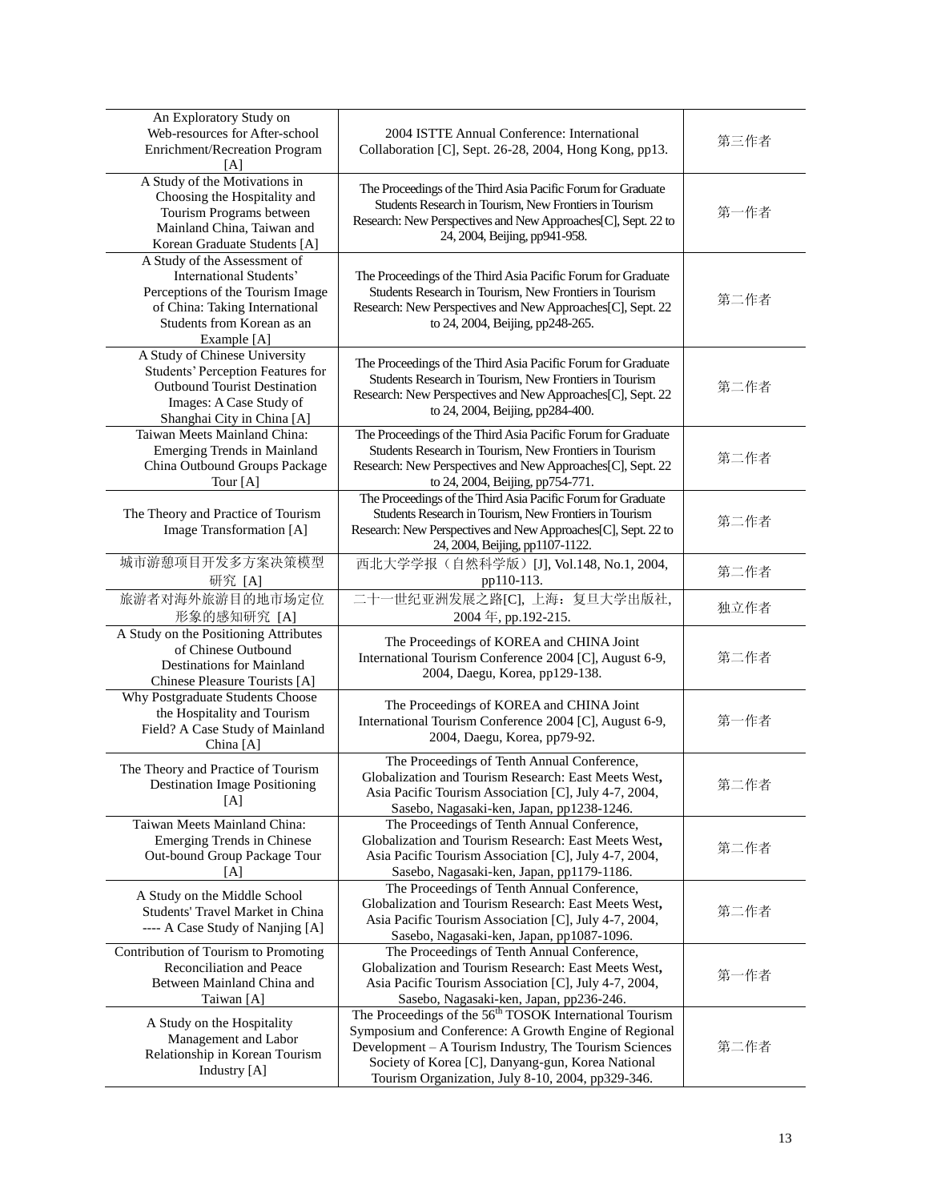| | | |
|---|---|---|
| An Exploratory Study on Web-resources for After-school Enrichment/Recreation Program [A] | 2004 ISTTE Annual Conference: International Collaboration [C], Sept. 26-28, 2004, Hong Kong, pp13. | 第三作者 |
| A Study of the Motivations in Choosing the Hospitality and Tourism Programs between Mainland China, Taiwan and Korean Graduate Students [A] | The Proceedings of the Third Asia Pacific Forum for Graduate Students Research in Tourism, New Frontiers in Tourism Research: New Perspectives and New Approaches[C], Sept. 22 to 24, 2004, Beijing, pp941-958. | 第一作者 |
| A Study of the Assessment of International Students' Perceptions of the Tourism Image of China: Taking International Students from Korean as an Example [A] | The Proceedings of the Third Asia Pacific Forum for Graduate Students Research in Tourism, New Frontiers in Tourism Research: New Perspectives and New Approaches[C], Sept. 22 to 24, 2004, Beijing, pp248-265. | 第二作者 |
| A Study of Chinese University Students' Perception Features for Outbound Tourist Destination Images: A Case Study of Shanghai City in China [A] | The Proceedings of the Third Asia Pacific Forum for Graduate Students Research in Tourism, New Frontiers in Tourism Research: New Perspectives and New Approaches[C], Sept. 22 to 24, 2004, Beijing, pp284-400. | 第二作者 |
| Taiwan Meets Mainland China: Emerging Trends in Mainland China Outbound Groups Package Tour [A] | The Proceedings of the Third Asia Pacific Forum for Graduate Students Research in Tourism, New Frontiers in Tourism Research: New Perspectives and New Approaches[C], Sept. 22 to 24, 2004, Beijing, pp754-771. | 第二作者 |
| The Theory and Practice of Tourism Image Transformation [A] | The Proceedings of the Third Asia Pacific Forum for Graduate Students Research in Tourism, New Frontiers in Tourism Research: New Perspectives and New Approaches[C], Sept. 22 to 24, 2004, Beijing, pp1107-1122. | 第二作者 |
| 城市游憩项目开发多方案决策模型研究 [A] | 西北大学学报（自然科学版）[J], Vol.148, No.1, 2004, pp110-113. | 第二作者 |
| 旅游者对海外旅游目的地市场定位形象的感知研究 [A] | 二十一世纪亚洲发展之路[C], 上海：复旦大学出版社, 2004 年, pp.192-215. | 独立作者 |
| A Study on the Positioning Attributes of Chinese Outbound Destinations for Mainland Chinese Pleasure Tourists [A] | The Proceedings of KOREA and CHINA Joint International Tourism Conference 2004 [C], August 6-9, 2004, Daegu, Korea, pp129-138. | 第二作者 |
| Why Postgraduate Students Choose the Hospitality and Tourism Field? A Case Study of Mainland China [A] | The Proceedings of KOREA and CHINA Joint International Tourism Conference 2004 [C], August 6-9, 2004, Daegu, Korea, pp79-92. | 第一作者 |
| The Theory and Practice of Tourism Destination Image Positioning [A] | The Proceedings of Tenth Annual Conference, Globalization and Tourism Research: East Meets West, Asia Pacific Tourism Association [C], July 4-7, 2004, Sasebo, Nagasaki-ken, Japan, pp1238-1246. | 第二作者 |
| Taiwan Meets Mainland China: Emerging Trends in Chinese Out-bound Group Package Tour [A] | The Proceedings of Tenth Annual Conference, Globalization and Tourism Research: East Meets West, Asia Pacific Tourism Association [C], July 4-7, 2004, Sasebo, Nagasaki-ken, Japan, pp1179-1186. | 第二作者 |
| A Study on the Middle School Students' Travel Market in China ---- A Case Study of Nanjing [A] | The Proceedings of Tenth Annual Conference, Globalization and Tourism Research: East Meets West, Asia Pacific Tourism Association [C], July 4-7, 2004, Sasebo, Nagasaki-ken, Japan, pp1087-1096. | 第二作者 |
| Contribution of Tourism to Promoting Reconciliation and Peace Between Mainland China and Taiwan [A] | The Proceedings of Tenth Annual Conference, Globalization and Tourism Research: East Meets West, Asia Pacific Tourism Association [C], July 4-7, 2004, Sasebo, Nagasaki-ken, Japan, pp236-246. | 第一作者 |
| A Study on the Hospitality Management and Labor Relationship in Korean Tourism Industry [A] | The Proceedings of the 56th TOSOK International Tourism Symposium and Conference: A Growth Engine of Regional Development – A Tourism Industry, The Tourism Sciences Society of Korea [C], Danyang-gun, Korea National Tourism Organization, July 8-10, 2004, pp329-346. | 第二作者 |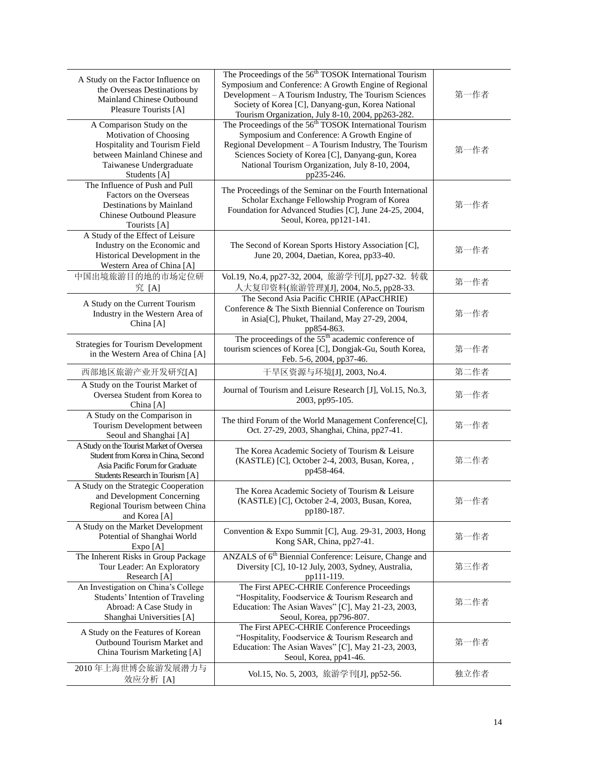| | | |
|---|---|---|
| A Study on the Factor Influence on the Overseas Destinations by Mainland Chinese Outbound Pleasure Tourists [A] | The Proceedings of the 56th TOSOK International Tourism Symposium and Conference: A Growth Engine of Regional Development – A Tourism Industry, The Tourism Sciences Society of Korea [C], Danyang-gun, Korea National Tourism Organization, July 8-10, 2004, pp263-282. | 第一作者 |
| A Comparison Study on the Motivation of Choosing Hospitality and Tourism Field between Mainland Chinese and Taiwanese Undergraduate Students [A] | The Proceedings of the 56th TOSOK International Tourism Symposium and Conference: A Growth Engine of Regional Development – A Tourism Industry, The Tourism Sciences Society of Korea [C], Danyang-gun, Korea National Tourism Organization, July 8-10, 2004, pp235-246. | 第一作者 |
| The Influence of Push and Pull Factors on the Overseas Destinations by Mainland Chinese Outbound Pleasure Tourists [A] | The Proceedings of the Seminar on the Fourth International Scholar Exchange Fellowship Program of Korea Foundation for Advanced Studies [C], June 24-25, 2004, Seoul, Korea, pp121-141. | 第一作者 |
| A Study of the Effect of Leisure Industry on the Economic and Historical Development in the Western Area of China [A] | The Second of Korean Sports History Association [C], June 20, 2004, Daetian, Korea, pp33-40. | 第一作者 |
| 中国出境旅游目的地的市场定位研究 [A] | Vol.19, No.4, pp27-32, 2004, 旅游学刊[J], pp27-32. 转载人大复印资料(旅游管理)[J], 2004, No.5, pp28-33. | 第一作者 |
| A Study on the Current Tourism Industry in the Western Area of China [A] | The Second Asia Pacific CHRIE (APacCHRIE) Conference & The Sixth Biennial Conference on Tourism in Asia[C], Phuket, Thailand, May 27-29, 2004, pp854-863. | 第一作者 |
| Strategies for Tourism Development in the Western Area of China [A] | The proceedings of the 55th academic conference of tourism sciences of Korea [C], Dongjak-Gu, South Korea, Feb. 5-6, 2004, pp37-46. | 第一作者 |
| 西部地区旅游产业开发研究[A] | 干旱区资源与环境[J], 2003, No.4. | 第二作者 |
| A Study on the Tourist Market of Oversea Student from Korea to China [A] | Journal of Tourism and Leisure Research [J], Vol.15, No.3, 2003, pp95-105. | 第一作者 |
| A Study on the Comparison in Tourism Development between Seoul and Shanghai [A] | The third Forum of the World Management Conference[C], Oct. 27-29, 2003, Shanghai, China, pp27-41. | 第一作者 |
| A Study on the Tourist Market of Oversea Student from Korea in China, Second Asia Pacific Forum for Graduate Students Research in Tourism [A] | The Korea Academic Society of Tourism & Leisure (KASTLE) [C], October 2-4, 2003, Busan, Korea, , pp458-464. | 第二作者 |
| A Study on the Strategic Cooperation and Development Concerning Regional Tourism between China and Korea [A] | The Korea Academic Society of Tourism & Leisure (KASTLE) [C], October 2-4, 2003, Busan, Korea, pp180-187. | 第一作者 |
| A Study on the Market Development Potential of Shanghai World Expo [A] | Convention & Expo Summit [C], Aug. 29-31, 2003, Hong Kong SAR, China, pp27-41. | 第一作者 |
| The Inherent Risks in Group Package Tour Leader: An Exploratory Research [A] | ANZALS of 6th Biennial Conference: Leisure, Change and Diversity [C], 10-12 July, 2003, Sydney, Australia, pp111-119. | 第三作者 |
| An Investigation on China's College Students' Intention of Traveling Abroad: A Case Study in Shanghai Universities [A] | The First APEC-CHRIE Conference Proceedings "Hospitality, Foodservice & Tourism Research and Education: The Asian Waves" [C], May 21-23, 2003, Seoul, Korea, pp796-807. | 第二作者 |
| A Study on the Features of Korean Outbound Tourism Market and China Tourism Marketing [A] | The First APEC-CHRIE Conference Proceedings "Hospitality, Foodservice & Tourism Research and Education: The Asian Waves" [C], May 21-23, 2003, Seoul, Korea, pp41-46. | 第一作者 |
| 2010 年上海世博会旅游发展潜力与效应分析 [A] | Vol.15, No. 5, 2003, 旅游学刊[J], pp52-56. | 独立作者 |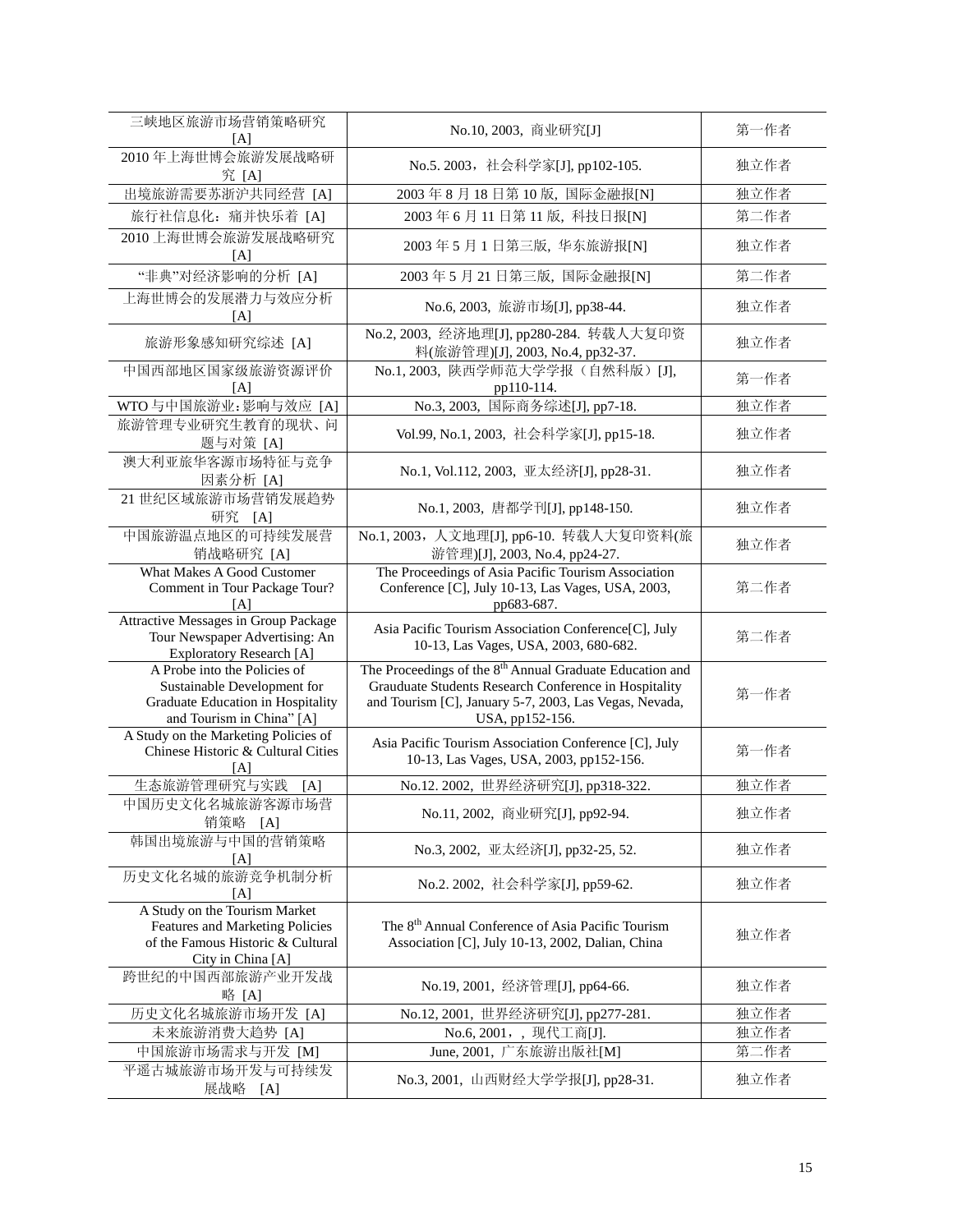| 三峡地区旅游市场营销策略研究 [A] | No.10, 2003，商业研究[J] | 第一作者 |
|---|---|---|
| 2010 年上海世博会旅游发展战略研究 [A] | No.5. 2003，社会科学家[J], pp102-105. | 独立作者 |
| 出境旅游需要苏浙沪共同经营 [A] | 2003 年 8 月 18 日第 10 版，国际金融报[N] | 独立作者 |
| 旅行社信息化：痛并快乐着 [A] | 2003 年 6 月 11 日第 11 版，科技日报[N] | 第二作者 |
| 2010 上海世博会旅游发展战略研究 [A] | 2003 年 5 月 1 日第三版，华东旅游报[N] | 独立作者 |
| “非典”对经济影响的分析 [A] | 2003 年 5 月 21 日第三版，国际金融报[N] | 第二作者 |
| 上海世博会的发展潜力与效应分析 [A] | No.6, 2003，旅游市场[J], pp38-44. | 独立作者 |
| 旅游形象感知研究综述 [A] | No.2, 2003，经济地理[J], pp280-284. 转载人大复印资料(旅游管理)[J], 2003, No.4, pp32-37. | 独立作者 |
| 中国西部地区国家级旅游资源评价 [A] | No.1, 2003，陕西学师范大学学报（自然科版）[J], pp110-114. | 第一作者 |
| WTO 与中国旅游业：影响与效应 [A] | No.3, 2003，国际商务综述[J], pp7-18. | 独立作者 |
| 旅游管理专业研究生教育的现状、问题与对策 [A] | Vol.99, No.1, 2003，社会科学家[J], pp15-18. | 独立作者 |
| 澳大利亚旅华客源市场特征与竞争因素分析 [A] | No.1, Vol.112, 2003，亚太经济[J], pp28-31. | 独立作者 |
| 21 世纪区域旅游市场营销发展趋势研究 [A] | No.1, 2003，唐都学刊[J], pp148-150. | 独立作者 |
| 中国旅游温点地区的可持续发展营销战略研究 [A] | No.1, 2003，人文地理[J], pp6-10. 转载人大复印资料(旅游管理)[J], 2003, No.4, pp24-27. | 独立作者 |
| What Makes A Good Customer Comment in Tour Package Tour? [A] | The Proceedings of Asia Pacific Tourism Association Conference [C], July 10-13, Las Vages, USA, 2003, pp683-687. | 第二作者 |
| Attractive Messages in Group Package Tour Newspaper Advertising: An Exploratory Research [A] | Asia Pacific Tourism Association Conference[C], July 10-13, Las Vages, USA, 2003, 680-682. | 第二作者 |
| A Probe into the Policies of Sustainable Development for Graduate Education in Hospitality and Tourism in China" [A] | The Proceedings of the 8th Annual Graduate Education and Grauduate Students Research Conference in Hospitality and Tourism [C], January 5-7, 2003, Las Vegas, Nevada, USA, pp152-156. | 第一作者 |
| A Study on the Marketing Policies of Chinese Historic & Cultural Cities [A] | Asia Pacific Tourism Association Conference [C], July 10-13, Las Vages, USA, 2003, pp152-156. | 第一作者 |
| 生态旅游管理研究与实践 [A] | No.12. 2002，世界经济研究[J], pp318-322. | 独立作者 |
| 中国历史文化名城旅游客源市场营销策略 [A] | No.11, 2002，商业研究[J], pp92-94. | 独立作者 |
| 韩国出境旅游与中国的营销策略 [A] | No.3, 2002，亚太经济[J], pp32-25, 52. | 独立作者 |
| 历史文化名城的旅游竞争机制分析 [A] | No.2. 2002，社会科学家[J], pp59-62. | 独立作者 |
| A Study on the Tourism Market Features and Marketing Policies of the Famous Historic & Cultural City in China [A] | The 8th Annual Conference of Asia Pacific Tourism Association [C], July 10-13, 2002, Dalian, China | 独立作者 |
| 跨世纪的中国西部旅游产业开发战略 [A] | No.19, 2001，经济管理[J], pp64-66. | 独立作者 |
| 历史文化名城旅游市场开发 [A] | No.12, 2001，世界经济研究[J], pp277-281. | 独立作者 |
| 未来旅游消费大趋势 [A] | No.6, 2001，，现代工商[J]. | 独立作者 |
| 中国旅游市场需求与开发 [M] | June, 2001，广东旅游出版社[M] | 第二作者 |
| 平遥古城旅游市场开发与可持续发展战略 [A] | No.3, 2001，山西财经大学学报[J], pp28-31. | 独立作者 |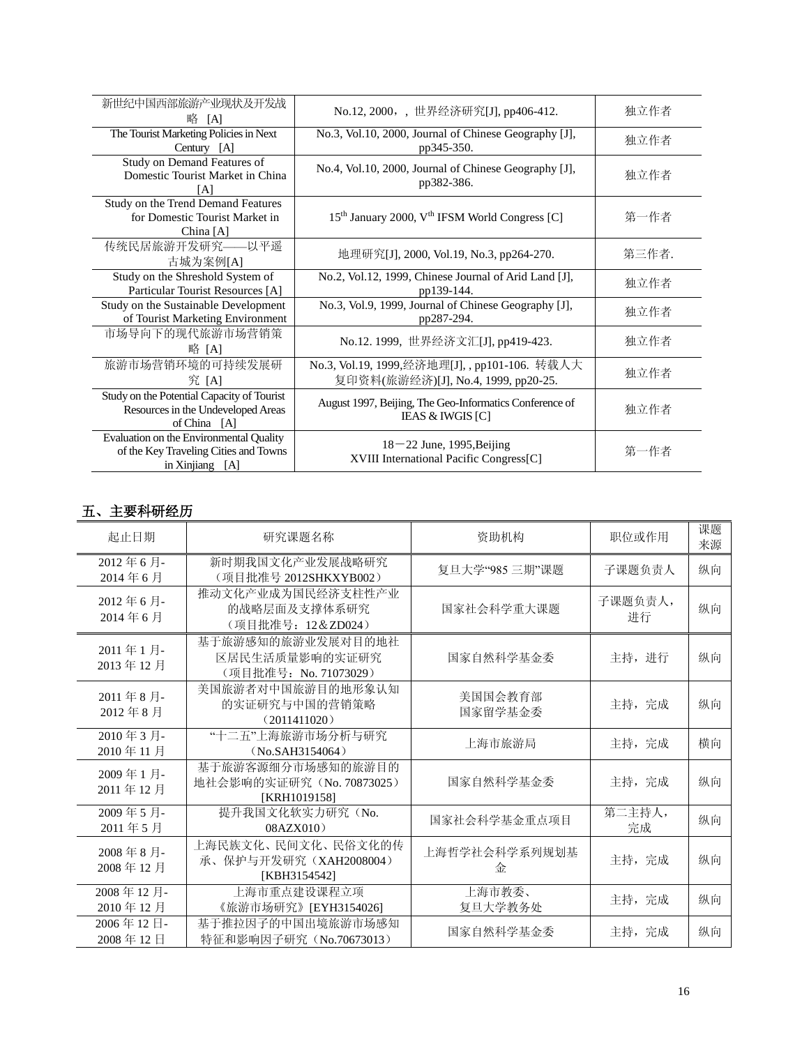| | | |
|---|---|---|
| 新世纪中国西部旅游产业现状及开发战略 [A] | No.12, 2000，, 世界经济研究[J], pp406-412. | 独立作者 |
| The Tourist Marketing Policies in Next Century [A] | No.3, Vol.10, 2000, Journal of Chinese Geography [J], pp345-350. | 独立作者 |
| Study on Demand Features of Domestic Tourist Market in China [A] | No.4, Vol.10, 2000, Journal of Chinese Geography [J], pp382-386. | 独立作者 |
| Study on the Trend Demand Features for Domestic Tourist Market in China [A] | 15th January 2000, Vth IFSM World Congress [C] | 第一作者 |
| 传统民居旅游开发研究——以平遥古城为案例[A] | 地理研究[J], 2000, Vol.19, No.3, pp264-270. | 第三作者. |
| Study on the Shreshold System of Particular Tourist Resources [A] | No.2, Vol.12, 1999, Chinese Journal of Arid Land [J], pp139-144. | 独立作者 |
| Study on the Sustainable Development of Tourist Marketing Environment | No.3, Vol.9, 1999, Journal of Chinese Geography [J], pp287-294. | 独立作者 |
| 市场导向下的现代旅游市场营销策略 [A] | No.12. 1999, 世界经济文汇[J], pp419-423. | 独立作者 |
| 旅游市场营销环境的可持续发展研究 [A] | No.3, Vol.19, 1999,经济地理[J], , pp101-106. 转载人大复印资料(旅游经济)[J], No.4, 1999, pp20-25. | 独立作者 |
| Study on the Potential Capacity of Tourist Resources in the Undeveloped Areas of China [A] | August 1997, Beijing, The Geo-Informatics Conference of IEAS & IWGIS [C] | 独立作者 |
| Evaluation on the Environmental Quality of the Key Traveling Cities and Towns in Xinjiang [A] | 18－22 June, 1995,Beijing XVIII International Pacific Congress[C] | 第一作者 |

## 五、主要科研经历

| 起止日期 | 研究课题名称 | 资助机构 | 职位或作用 | 课题来源 |
|---|---|---|---|---|
| 2012 年 6 月-2014 年 6 月 | 新时期我国文化产业发展战略研究（项目批准号 2012SHKXYB002） | 复旦大学"985 三期"课题 | 子课题负责人 | 纵向 |
| 2012 年 6 月-2014 年 6 月 | 推动文化产业成为国民经济支柱性产业的战略层面及支撑体系研究（项目批准号：12＆ZD024） | 国家社会科学重大课题 | 子课题负责人，进行 | 纵向 |
| 2011 年 1 月-2013 年 12 月 | 基于旅游感知的旅游业发展对目的地社区居民生活质量影响的实证研究（项目批准号：No. 71073029） | 国家自然科学基金委 | 主持，进行 | 纵向 |
| 2011 年 8 月-2012 年 8 月 | 美国旅游者对中国旅游目的地形象认知的实证研究与中国的营销策略（2011411020） | 美国国会教育部 国家留学基金委 | 主持，完成 | 纵向 |
| 2010 年 3 月-2010 年 11 月 | "十二五"上海旅游市场分析与研究（No.SAH3154064） | 上海市旅游局 | 主持，完成 | 横向 |
| 2009 年 1 月-2011 年 12 月 | 基于旅游客源细分市场感知的旅游目的地社会影响的实证研究（No. 70873025）[KRH1019158] | 国家自然科学基金委 | 主持，完成 | 纵向 |
| 2009 年 5 月-2011 年 5 月 | 提升我国文化软实力研究（No. 08AZX010） | 国家社会科学基金重点项目 | 第二主持人，完成 | 纵向 |
| 2008 年 8 月-2008 年 12 月 | 上海民族文化、民间文化、民俗文化的传承、保护与开发研究（XAH2008004）[KBH3154542] | 上海哲学社会科学系列规划基金 | 主持，完成 | 纵向 |
| 2008 年 12 月-2010 年 12 月 | 上海市重点建设课程立项《旅游市场研究》[EYH3154026] | 上海市教委、复旦大学教务处 | 主持，完成 | 纵向 |
| 2006 年 12 日-2008 年 12 日 | 基于推拉因子的中国出境旅游市场感知特征和影响因子研究（No.70673013） | 国家自然科学基金委 | 主持，完成 | 纵向 |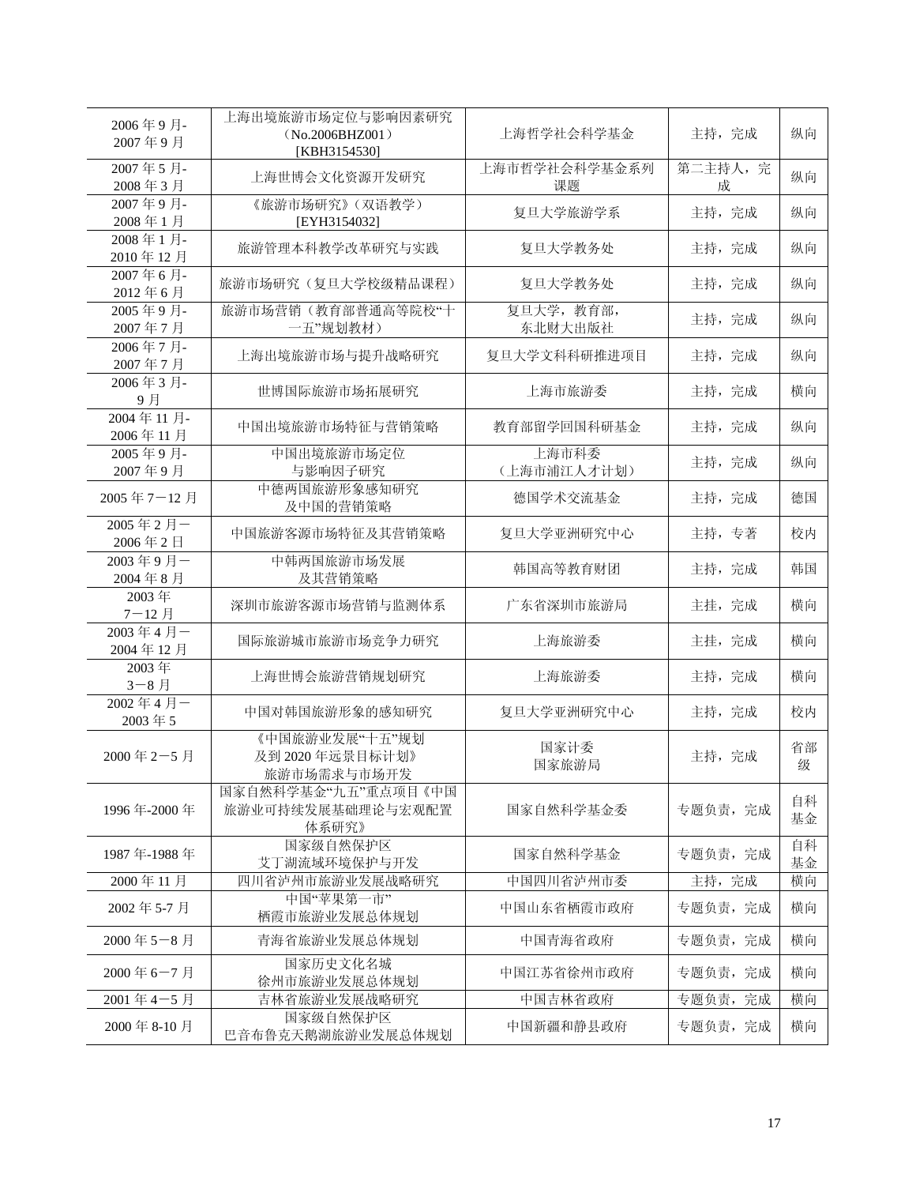| 2006 年 9 月-2007 年 9 月 | 上海出境旅游市场定位与影响因素研究（No.2006BHZ001）[KBH3154530] | 上海哲学社会科学基金 | 主持，完成 | 纵向 |
|---|---|---|---|---|
| 2007 年 5 月-2008 年 3 月 | 上海世博会文化资源开发研究 | 上海市哲学社会科学基金系列课题 | 第二主持人，完成 | 纵向 |
| 2007 年 9 月-2008 年 1 月 | 《旅游市场研究》（双语教学）[EYH3154032] | 复旦大学旅游学系 | 主持，完成 | 纵向 |
| 2008 年 1 月-2010 年 12 月 | 旅游管理本科教学改革研究与实践 | 复旦大学教务处 | 主持，完成 | 纵向 |
| 2007 年 6 月-2012 年 6 月 | 旅游市场研究（复旦大学校级精品课程） | 复旦大学教务处 | 主持，完成 | 纵向 |
| 2005 年 9 月-2007 年 7 月 | 旅游市场营销（教育部普通高等院校"十一五"规划教材） | 复旦大学，教育部，东北财大出版社 | 主持，完成 | 纵向 |
| 2006 年 7 月-2007 年 7 月 | 上海出境旅游市场与提升战略研究 | 复旦大学文科科研推进项目 | 主持，完成 | 纵向 |
| 2006 年 3 月-9 月 | 世博国际旅游市场拓展研究 | 上海市旅游委 | 主持，完成 | 横向 |
| 2004 年 11 月-2006 年 11 月 | 中国出境旅游市场特征与营销策略 | 教育部留学回国科研基金 | 主持，完成 | 纵向 |
| 2005 年 9 月-2007 年 9 月 | 中国出境旅游市场定位与影响因子研究 | 上海市科委（上海市浦江人才计划） | 主持，完成 | 纵向 |
| 2005 年 7－12 月 | 中德两国旅游形象感知研究及中国的营销策略 | 德国学术交流基金 | 主持，完成 | 德国 |
| 2005 年 2 月－2006 年 2 日 | 中国旅游客源市场特征及其营销策略 | 复旦大学亚洲研究中心 | 主持，专著 | 校内 |
| 2003 年 9 月－2004 年 8 月 | 中韩两国旅游市场发展及其营销策略 | 韩国高等教育财团 | 主持，完成 | 韩国 |
| 2003 年 7－12 月 | 深圳市旅游客源市场营销与监测体系 | 广东省深圳市旅游局 | 主挂，完成 | 横向 |
| 2003 年 4 月－2004 年 12 月 | 国际旅游城市旅游市场竞争力研究 | 上海旅游委 | 主挂，完成 | 横向 |
| 2003 年 3－8 月 | 上海世博会旅游营销规划研究 | 上海旅游委 | 主持，完成 | 横向 |
| 2002 年 4 月－2003 年 5 | 中国对韩国旅游形象的感知研究 | 复旦大学亚洲研究中心 | 主持，完成 | 校内 |
| 2000 年 2－5 月 | 《中国旅游业发展"十五"规划及到 2020 年远景目标计划》旅游市场需求与市场开发 | 国家计委 国家旅游局 | 主持，完成 | 省部级 |
| 1996 年-2000 年 | 国家自然科学基金"九五"重点项目《中国旅游业可持续发展基础理论与宏观配置体系研究》 | 国家自然科学基金委 | 专题负责，完成 | 自科基金 |
| 1987 年-1988 年 | 国家级自然保护区艾丁湖流域环境保护与开发 | 国家自然科学基金 | 专题负责，完成 | 自科基金 |
| 2000 年 11 月 | 四川省泸州市旅游业发展战略研究 | 中国四川省泸州市委 | 主持，完成 | 横向 |
| 2002 年 5-7 月 | 中国"苹果第一市"栖霞市旅游业发展总体规划 | 中国山东省栖霞市政府 | 专题负责，完成 | 横向 |
| 2000 年 5－8 月 | 青海省旅游业发展总体规划 | 中国青海省政府 | 专题负责，完成 | 横向 |
| 2000 年 6－7 月 | 国家历史文化名城徐州市旅游业发展总体规划 | 中国江苏省徐州市政府 | 专题负责，完成 | 横向 |
| 2001 年 4－5 月 | 吉林省旅游业发展战略研究 | 中国吉林省政府 | 专题负责，完成 | 横向 |
| 2000 年 8-10 月 | 国家级自然保护区巴音布鲁克天鹅湖旅游业发展总体规划 | 中国新疆和静县政府 | 专题负责，完成 | 横向 |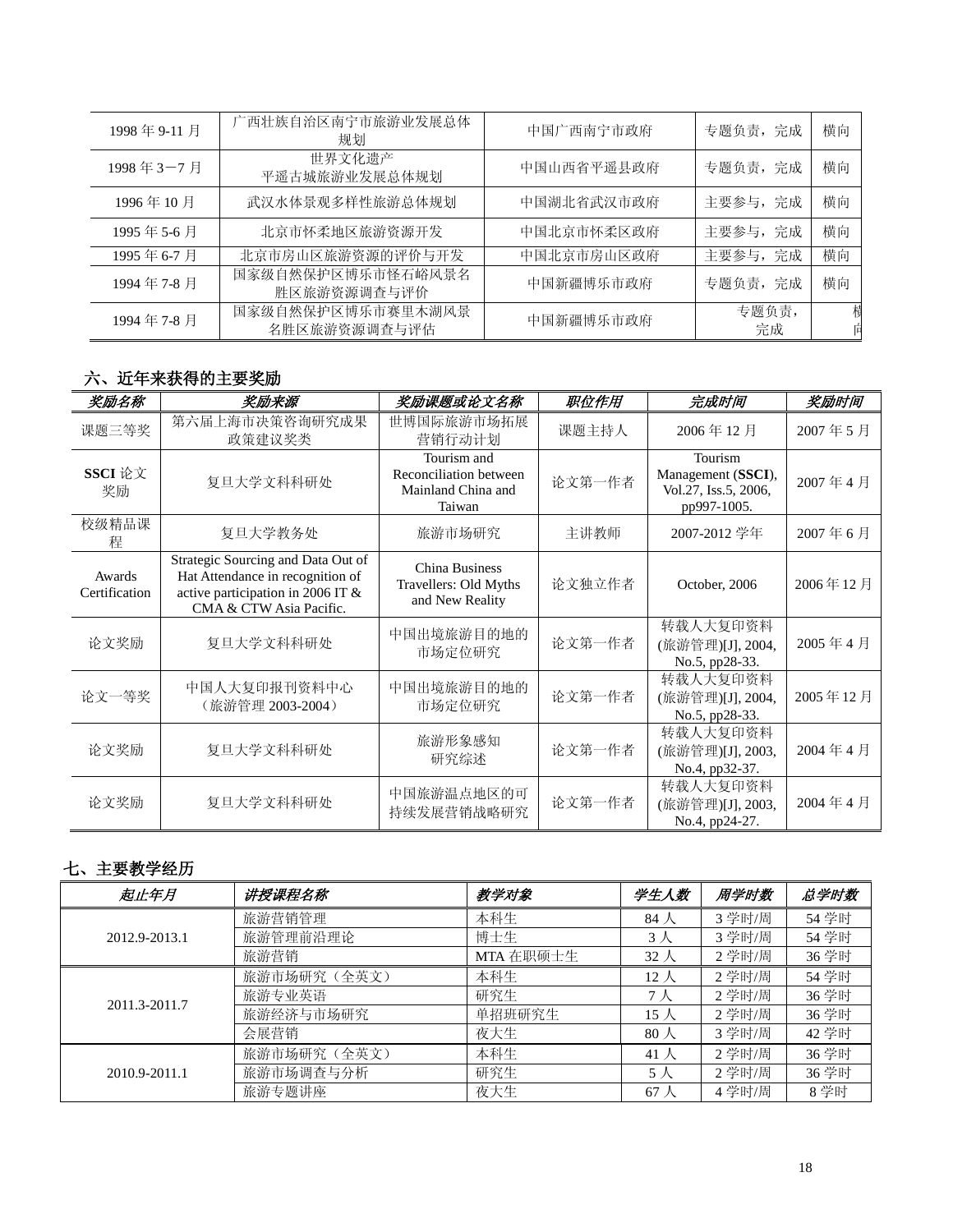| 1998 年 9-11 月 | 广西壮族自治区南宁市旅游业发展总体规划 | 中国广西南宁市政府 | 专题负责，完成 | 横向 |
|---|---|---|---|---|
| 1998 年 3－7 月 | 世界文化遗产<br>平遥古城旅游业发展总体规划 | 中国山西省平遥县政府 | 专题负责，完成 | 横向 |
| 1996 年 10 月 | 武汉水体景观多样性旅游总体规划 | 中国湖北省武汉市政府 | 主要参与，完成 | 横向 |
| 1995 年 5-6 月 | 北京市怀柔地区旅游资源开发 | 中国北京市怀柔区政府 | 主要参与，完成 | 横向 |
| 1995 年 6-7 月 | 北京市房山区旅游资源的评价与开发 | 中国北京市房山区政府 | 主要参与，完成 | 横向 |
| 1994 年 7-8 月 | 国家级自然保护区博乐市怪石峪风景名胜区旅游资源调查与评价 | 中国新疆博乐市政府 | 专题负责，完成 | 横向 |
| 1994 年 7-8 月 | 国家级自然保护区博乐市赛里木湖风景名胜区旅游资源调查与评估 | 中国新疆博乐市政府 | 专题负责，完成 | 横向 |

## 六、近年来获得的主要奖励

| *奖励名称* | *奖励来源* | *奖励课题或论文名称* | *职位作用* | *完成时间* | *奖励时间* |
|---|---|---|---|---|---|
| 课题三等奖 | 第六届上海市决策咨询研究成果政策建议奖类 | 世博国际旅游市场拓展营销行动计划 | 课题主持人 | 2006 年 12 月 | 2007 年 5 月 |
| **SSCI** 论文奖励 | 复旦大学文科科研处 | Tourism and Reconciliation between Mainland China and Taiwan | 论文第一作者 | Tourism Management (**SSCI**), Vol.27, Iss.5, 2006, pp997-1005. | 2007 年 4 月 |
| 校级精品课程 | 复旦大学教务处 | 旅游市场研究 | 主讲教师 | 2007-2012 学年 | 2007 年 6 月 |
| Awards Certification | Strategic Sourcing and Data Out of Hat Attendance in recognition of active participation in 2006 IT & CMA & CTW Asia Pacific. | China Business Travellers: Old Myths and New Reality | 论文独立作者 | October, 2006 | 2006 年 12 月 |
| 论文奖励 | 复旦大学文科科研处 | 中国出境旅游目的地的市场定位研究 | 论文第一作者 | 转载人大复印资料(旅游管理)[J], 2004, No.5, pp28-33. | 2005 年 4 月 |
| 论文一等奖 | 中国人大复印报刊资料中心（旅游管理 2003-2004） | 中国出境旅游目的地的市场定位研究 | 论文第一作者 | 转载人大复印资料(旅游管理)[J], 2004, No.5, pp28-33. | 2005 年 12 月 |
| 论文奖励 | 复旦大学文科科研处 | 旅游形象感知研究综述 | 论文第一作者 | 转载人大复印资料(旅游管理)[J], 2003, No.4, pp32-37. | 2004 年 4 月 |
| 论文奖励 | 复旦大学文科科研处 | 中国旅游温点地区的可持续发展营销战略研究 | 论文第一作者 | 转载人大复印资料(旅游管理)[J], 2003, No.4, pp24-27. | 2004 年 4 月 |

## 七、主要教学经历

| *起止年月* | *讲授课程名称* | *教学对象* | *学生人数* | *周学时数* | *总学时数* |
|---|---|---|---|---|---|
| 2012.9-2013.1 | 旅游营销管理 | 本科生 | 84 人 | 3 学时/周 | 54 学时 |
| | 旅游管理前沿理论 | 博士生 | 3 人 | 3 学时/周 | 54 学时 |
| | 旅游营销 | MTA 在职硕士生 | 32 人 | 2 学时/周 | 36 学时 |
| 2011.3-2011.7 | 旅游市场研究（全英文） | 本科生 | 12 人 | 2 学时/周 | 54 学时 |
| | 旅游专业英语 | 研究生 | 7 人 | 2 学时/周 | 36 学时 |
| | 旅游经济与市场研究 | 单招班研究生 | 15 人 | 2 学时/周 | 36 学时 |
| | 会展营销 | 夜大生 | 80 人 | 3 学时/周 | 42 学时 |
| 2010.9-2011.1 | 旅游市场研究（全英文） | 本科生 | 41 人 | 2 学时/周 | 36 学时 |
| | 旅游市场调查与分析 | 研究生 | 5 人 | 2 学时/周 | 36 学时 |
| | 旅游专题讲座 | 夜大生 | 67 人 | 4 学时/周 | 8 学时 |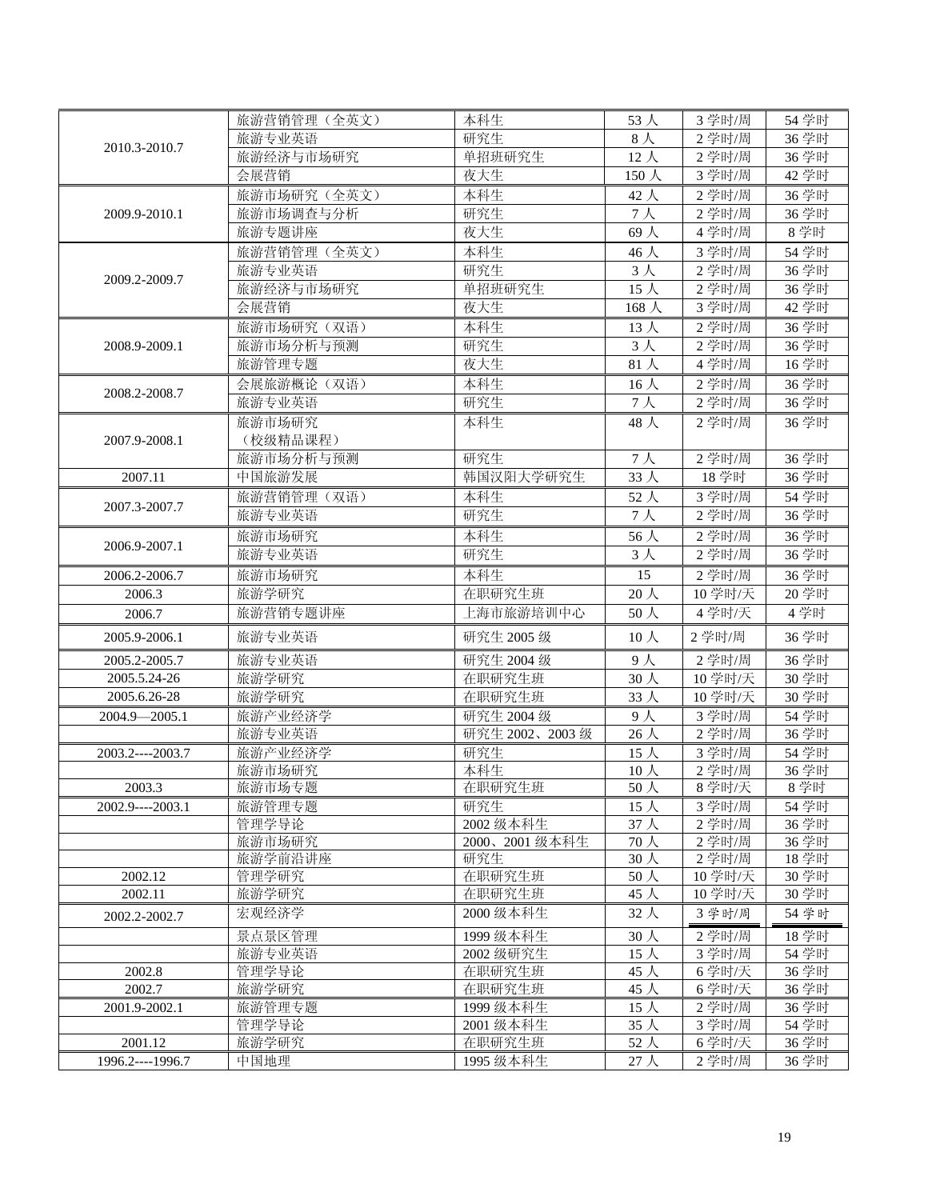| | | | | | |
|---|---|---|---|---|---|
| 2010.3-2010.7 | 旅游营销管理（全英文） | 本科生 | 53 人 | 3 学时/周 | 54 学时 |
| | 旅游专业英语 | 研究生 | 8 人 | 2 学时/周 | 36 学时 |
| | 旅游经济与市场研究 | 单招班研究生 | 12 人 | 2 学时/周 | 36 学时 |
| | 会展营销 | 夜大生 | 150 人 | 3 学时/周 | 42 学时 |
| 2009.9-2010.1 | 旅游市场研究（全英文） | 本科生 | 42 人 | 2 学时/周 | 36 学时 |
| | 旅游市场调查与分析 | 研究生 | 7 人 | 2 学时/周 | 36 学时 |
| | 旅游专题讲座 | 夜大生 | 69 人 | 4 学时/周 | 8 学时 |
| 2009.2-2009.7 | 旅游营销管理（全英文） | 本科生 | 46 人 | 3 学时/周 | 54 学时 |
| | 旅游专业英语 | 研究生 | 3 人 | 2 学时/周 | 36 学时 |
| | 旅游经济与市场研究 | 单招班研究生 | 15 人 | 2 学时/周 | 36 学时 |
| | 会展营销 | 夜大生 | 168 人 | 3 学时/周 | 42 学时 |
| 2008.9-2009.1 | 旅游市场研究（双语） | 本科生 | 13 人 | 2 学时/周 | 36 学时 |
| | 旅游市场分析与预测 | 研究生 | 3 人 | 2 学时/周 | 36 学时 |
| | 旅游管理专题 | 夜大生 | 81 人 | 4 学时/周 | 16 学时 |
| 2008.2-2008.7 | 会展旅游概论（双语） | 本科生 | 16 人 | 2 学时/周 | 36 学时 |
| | 旅游专业英语 | 研究生 | 7 人 | 2 学时/周 | 36 学时 |
| 2007.9-2008.1 | 旅游市场研究（校级精品课程） | 本科生 | 48 人 | 2 学时/周 | 36 学时 |
| | 旅游市场分析与预测 | 研究生 | 7 人 | 2 学时/周 | 36 学时 |
| 2007.11 | 中国旅游发展 | 韩国汉阳大学研究生 | 33 人 | 18 学时 | 36 学时 |
| 2007.3-2007.7 | 旅游营销管理（双语） | 本科生 | 52 人 | 3 学时/周 | 54 学时 |
| | 旅游专业英语 | 研究生 | 7 人 | 2 学时/周 | 36 学时 |
| 2006.9-2007.1 | 旅游市场研究 | 本科生 | 56 人 | 2 学时/周 | 36 学时 |
| | 旅游专业英语 | 研究生 | 3 人 | 2 学时/周 | 36 学时 |
| 2006.2-2006.7 | 旅游市场研究 | 本科生 | 15 | 2 学时/周 | 36 学时 |
| 2006.3 | 旅游学研究 | 在职研究生班 | 20 人 | 10 学时/天 | 20 学时 |
| 2006.7 | 旅游营销专题讲座 | 上海市旅游培训中心 | 50 人 | 4 学时/天 | 4 学时 |
| 2005.9-2006.1 | 旅游专业英语 | 研究生 2005 级 | 10 人 | 2 学时/周 | 36 学时 |
| 2005.2-2005.7 | 旅游专业英语 | 研究生 2004 级 | 9 人 | 2 学时/周 | 36 学时 |
| 2005.5.24-26 | 旅游学研究 | 在职研究生班 | 30 人 | 10 学时/天 | 30 学时 |
| 2005.6.26-28 | 旅游学研究 | 在职研究生班 | 33 人 | 10 学时/天 | 30 学时 |
| 2004.9—2005.1 | 旅游产业经济学 | 研究生 2004 级 | 9 人 | 3 学时/周 | 54 学时 |
| | 旅游专业英语 | 研究生 2002、2003 级 | 26 人 | 2 学时/周 | 36 学时 |
| 2003.2----2003.7 | 旅游产业经济学 | 研究生 | 15 人 | 3 学时/周 | 54 学时 |
| | 旅游市场研究 | 本科生 | 10 人 | 2 学时/周 | 36 学时 |
| 2003.3 | 旅游市场专题 | 在职研究生班 | 50 人 | 8 学时/天 | 8 学时 |
| 2002.9----2003.1 | 旅游管理专题 | 研究生 | 15 人 | 3 学时/周 | 54 学时 |
| | 管理学导论 | 2002 级本科生 | 37 人 | 2 学时/周 | 36 学时 |
| | 旅游市场研究 | 2000、2001 级本科生 | 70 人 | 2 学时/周 | 36 学时 |
| | 旅游学前沿讲座 | 研究生 | 30 人 | 2 学时/周 | 18 学时 |
| 2002.12 | 管理学研究 | 在职研究生班 | 50 人 | 10 学时/天 | 30 学时 |
| 2002.11 | 旅游学研究 | 在职研究生班 | 45 人 | 10 学时/天 | 30 学时 |
| 2002.2-2002.7 | 宏观经济学 | 2000 级本科生 | 32 人 | 3 学时/周 | 54 学时 |
| | 景点景区管理 | 1999 级本科生 | 30 人 | 2 学时/周 | 18 学时 |
| | 旅游专业英语 | 2002 级研究生 | 15 人 | 3 学时/周 | 54 学时 |
| 2002.8 | 管理学导论 | 在职研究生班 | 45 人 | 6 学时/天 | 36 学时 |
| 2002.7 | 旅游学研究 | 在职研究生班 | 45 人 | 6 学时/天 | 36 学时 |
| 2001.9-2002.1 | 旅游管理专题 | 1999 级本科生 | 15 人 | 2 学时/周 | 36 学时 |
| | 管理学导论 | 2001 级本科生 | 35 人 | 3 学时/周 | 54 学时 |
| 2001.12 | 旅游学研究 | 在职研究生班 | 52 人 | 6 学时/天 | 36 学时 |
| 1996.2----1996.7 | 中国地理 | 1995 级本科生 | 27 人 | 2 学时/周 | 36 学时 |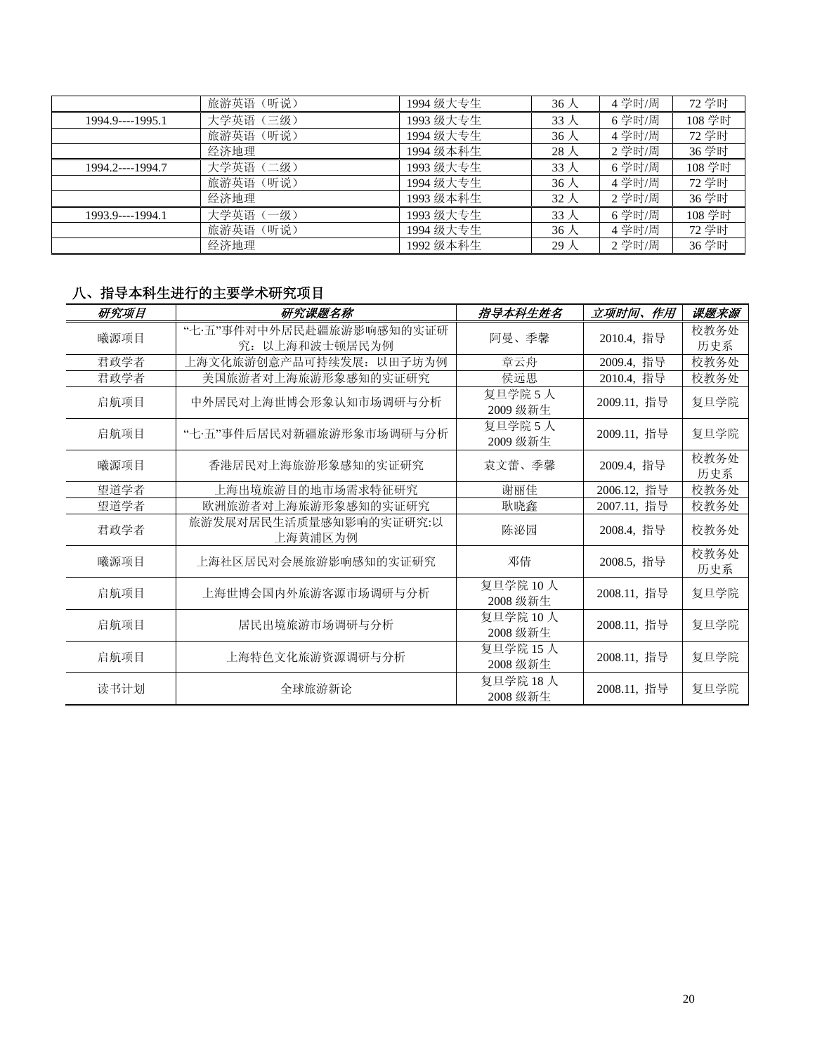| | | | | | |
|---|---|---|---|---|---|
| | 旅游英语（听说） | 1994 级大专生 | 36 人 | 4 学时/周 | 72 学时 |
| 1994.9----1995.1 | 大学英语（三级） | 1993 级大专生 | 33 人 | 6 学时/周 | 108 学时 |
| | 旅游英语（听说） | 1994 级大专生 | 36 人 | 4 学时/周 | 72 学时 |
| | 经济地理 | 1994 级本科生 | 28 人 | 2 学时/周 | 36 学时 |
| 1994.2----1994.7 | 大学英语（二级） | 1993 级大专生 | 33 人 | 6 学时/周 | 108 学时 |
| | 旅游英语（听说） | 1994 级大专生 | 36 人 | 4 学时/周 | 72 学时 |
| | 经济地理 | 1993 级本科生 | 32 人 | 2 学时/周 | 36 学时 |
| 1993.9----1994.1 | 大学英语（一级） | 1993 级大专生 | 33 人 | 6 学时/周 | 108 学时 |
| | 旅游英语（听说） | 1994 级大专生 | 36 人 | 4 学时/周 | 72 学时 |
| | 经济地理 | 1992 级本科生 | 29 人 | 2 学时/周 | 36 学时 |

## 八、指导本科生进行的主要学术研究项目

| *研究项目* | *研究课题名称* | *指导本科生姓名* | *立项时间、作用* | *课题来源* |
|---|---|---|---|---|
| 曦源项目 | “七·五”事件对中外居民赴疆旅游影响感知的实证研究：以上海和波士顿居民为例 | 阿曼、季馨 | 2010.4，指导 | 校教务处 历史系 |
| 君政学者 | 上海文化旅游创意产品可持续发展：以田子坊为例 | 章云舟 | 2009.4，指导 | 校教务处 |
| 君政学者 | 美国旅游者对上海旅游形象感知的实证研究 | 侯远思 | 2010.4，指导 | 校教务处 |
| 启航项目 | 中外居民对上海世博会形象认知市场调研与分析 | 复旦学院 5 人 2009 级新生 | 2009.11，指导 | 复旦学院 |
| 启航项目 | “七·五”事件后居民对新疆旅游形象市场调研与分析 | 复旦学院 5 人 2009 级新生 | 2009.11，指导 | 复旦学院 |
| 曦源项目 | 香港居民对上海旅游形象感知的实证研究 | 袁文蕾、季馨 | 2009.4，指导 | 校教务处 历史系 |
| 望道学者 | 上海出境旅游目的地市场需求特征研究 | 谢丽佳 | 2006.12，指导 | 校教务处 |
| 望道学者 | 欧洲旅游者对上海旅游形象感知的实证研究 | 耿晓鑫 | 2007.11，指导 | 校教务处 |
| 君政学者 | 旅游发展对居民生活质量感知影响的实证研究:以上海黄浦区为例 | 陈泌园 | 2008.4，指导 | 校教务处 |
| 曦源项目 | 上海社区居民对会展旅游影响感知的实证研究 | 邓倩 | 2008.5，指导 | 校教务处 历史系 |
| 启航项目 | 上海世博会国内外旅游客源市场调研与分析 | 复旦学院 10 人 2008 级新生 | 2008.11，指导 | 复旦学院 |
| 启航项目 | 居民出境旅游市场调研与分析 | 复旦学院 10 人 2008 级新生 | 2008.11，指导 | 复旦学院 |
| 启航项目 | 上海特色文化旅游资源调研与分析 | 复旦学院 15 人 2008 级新生 | 2008.11，指导 | 复旦学院 |
| 读书计划 | 全球旅游新论 | 复旦学院 18 人 2008 级新生 | 2008.11，指导 | 复旦学院 |